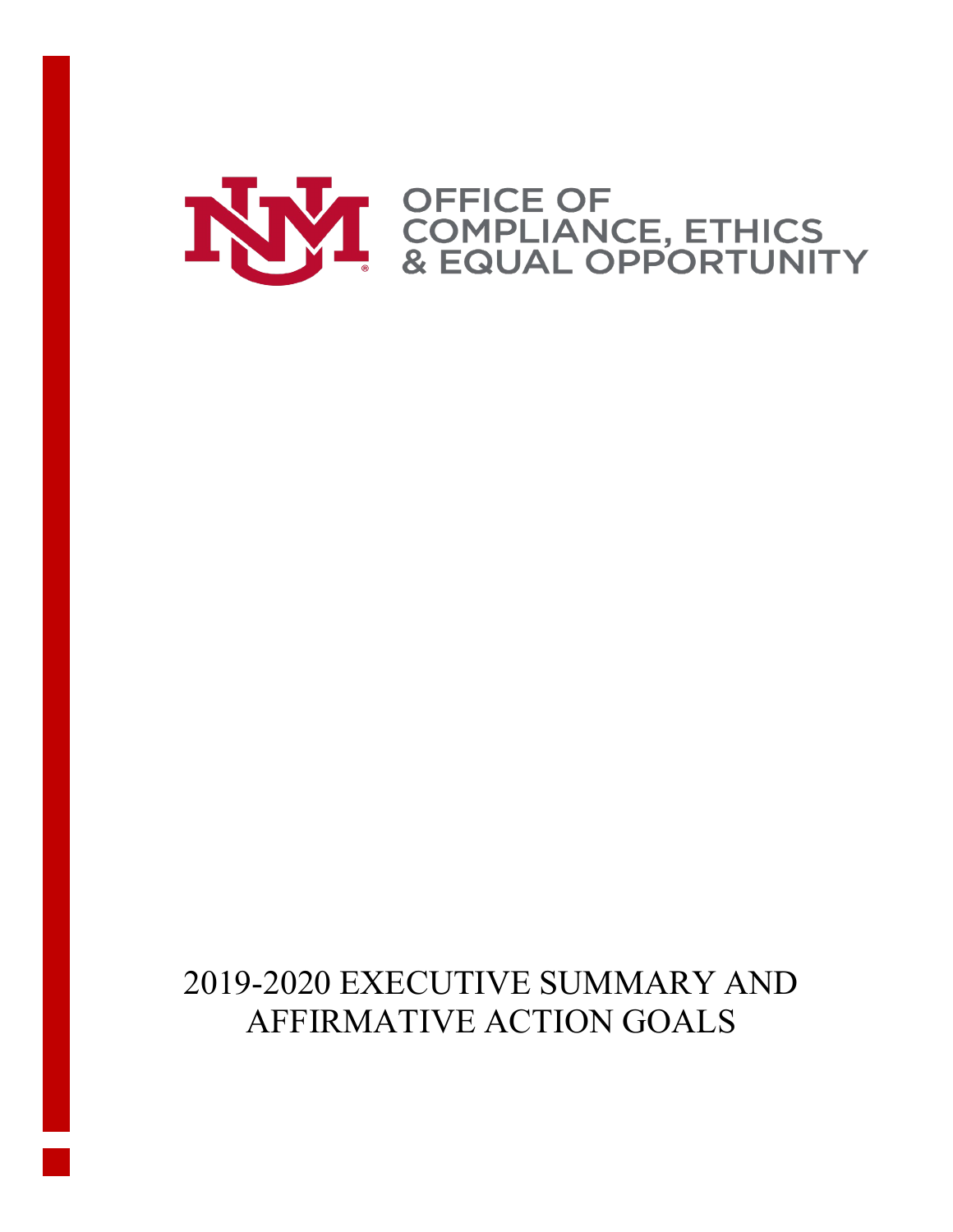OFFICE OF
COMPLIANCE, ETHICS
& EQUAL OPPORTUNITY

# 2019-2020 EXECUTIVE SUMMARY AND AFFIRMATIVE ACTION GOALS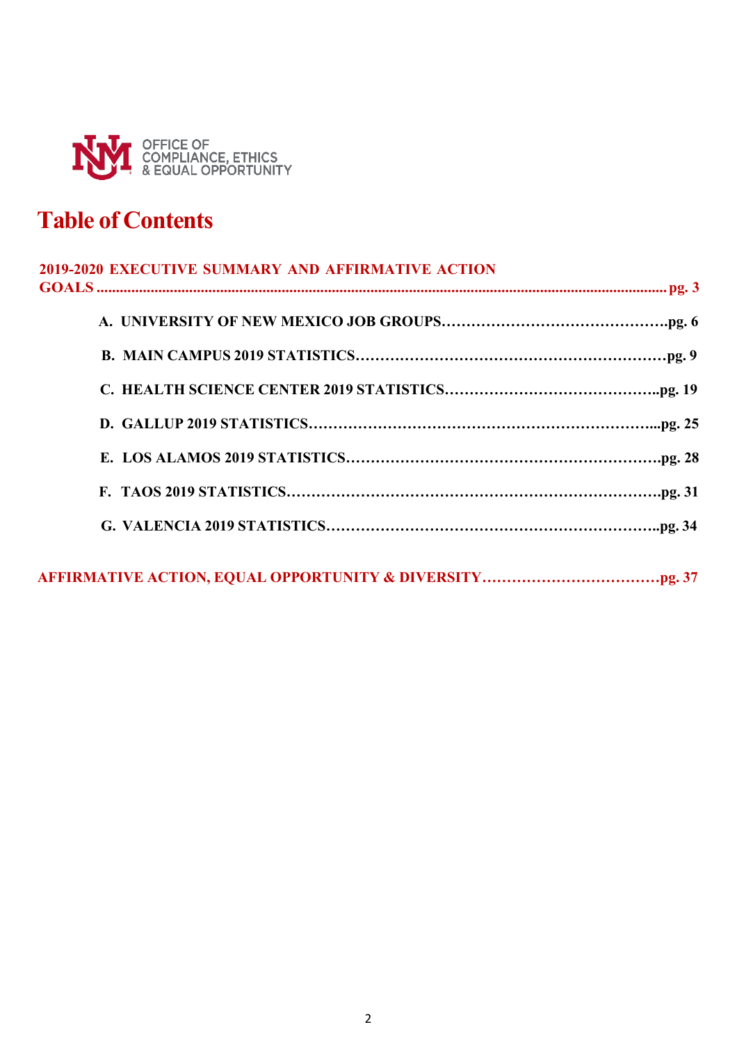OFFICE OF
COMPLIANCE, ETHICS
& EQUAL OPPORTUNITY

# Table of Contents

**2019-2020 EXECUTIVE SUMMARY AND AFFIRMATIVE ACTION GOALS ............ pg. 3**

- **A. UNIVERSITY OF NEW MEXICO JOB GROUPS…………pg. 6**
- **B. MAIN CAMPUS 2019 STATISTICS…………pg. 9**
- **C. HEALTH SCIENCE CENTER 2019 STATISTICS…………pg. 19**
- **D. GALLUP 2019 STATISTICS…………pg. 25**
- **E. LOS ALAMOS 2019 STATISTICS…………pg. 28**
- **F. TAOS 2019 STATISTICS…………pg. 31**
- **G. VALENCIA 2019 STATISTICS…………pg. 34**

**AFFIRMATIVE ACTION, EQUAL OPPORTUNITY & DIVERSITY…………pg. 37**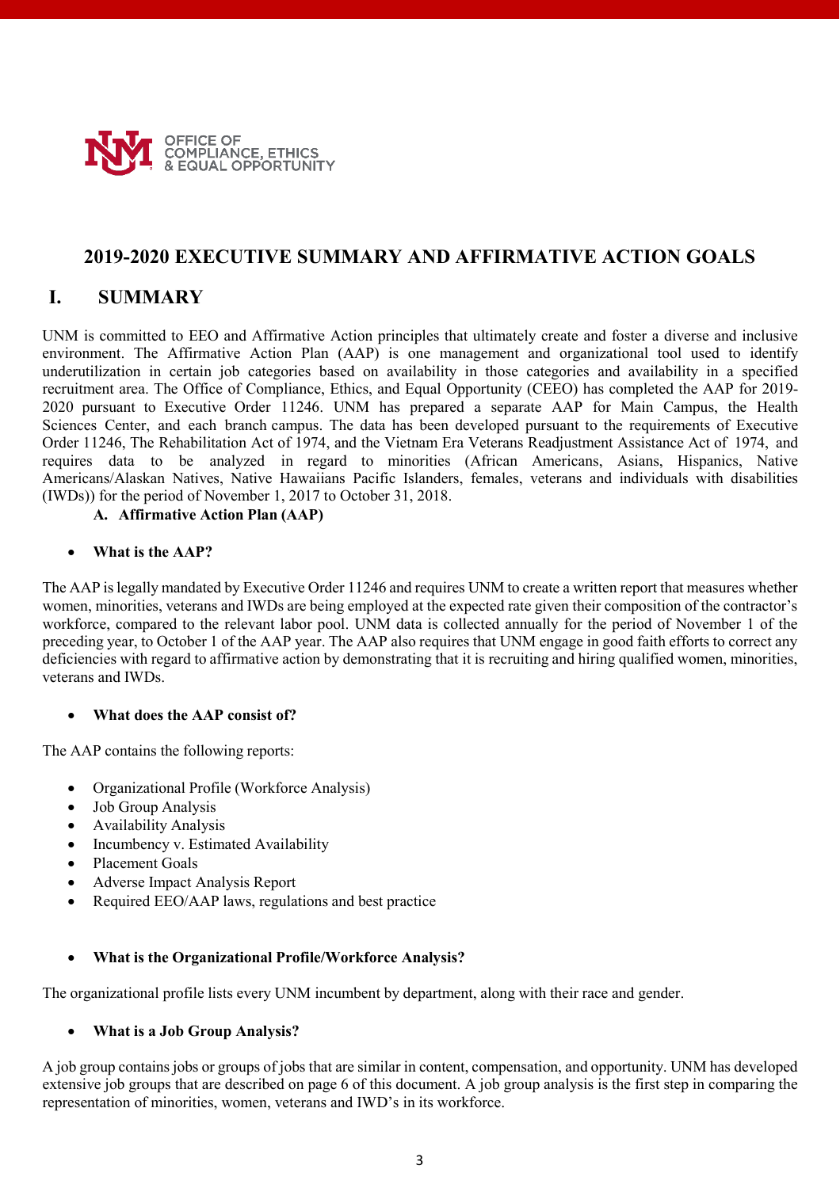OFFICE OF
COMPLIANCE, ETHICS
& EQUAL OPPORTUNITY

# 2019-2020 EXECUTIVE SUMMARY AND AFFIRMATIVE ACTION GOALS

## I. SUMMARY

UNM is committed to EEO and Affirmative Action principles that ultimately create and foster a diverse and inclusive environment. The Affirmative Action Plan (AAP) is one management and organizational tool used to identify underutilization in certain job categories based on availability in those categories and availability in a specified recruitment area. The Office of Compliance, Ethics, and Equal Opportunity (CEEO) has completed the AAP for 2019-2020 pursuant to Executive Order 11246. UNM has prepared a separate AAP for Main Campus, the Health Sciences Center, and each branch campus. The data has been developed pursuant to the requirements of Executive Order 11246, The Rehabilitation Act of 1974, and the Vietnam Era Veterans Readjustment Assistance Act of 1974, and requires data to be analyzed in regard to minorities (African Americans, Asians, Hispanics, Native Americans/Alaskan Natives, Native Hawaiians Pacific Islanders, females, veterans and individuals with disabilities (IWDs)) for the period of November 1, 2017 to October 31, 2018.

### A. Affirmative Action Plan (AAP)

- **What is the AAP?**

The AAP is legally mandated by Executive Order 11246 and requires UNM to create a written report that measures whether women, minorities, veterans and IWDs are being employed at the expected rate given their composition of the contractor's workforce, compared to the relevant labor pool. UNM data is collected annually for the period of November 1 of the preceding year, to October 1 of the AAP year. The AAP also requires that UNM engage in good faith efforts to correct any deficiencies with regard to affirmative action by demonstrating that it is recruiting and hiring qualified women, minorities, veterans and IWDs.

- **What does the AAP consist of?**

The AAP contains the following reports:

- Organizational Profile (Workforce Analysis)
- Job Group Analysis
- Availability Analysis
- Incumbency v. Estimated Availability
- Placement Goals
- Adverse Impact Analysis Report
- Required EEO/AAP laws, regulations and best practice

- **What is the Organizational Profile/Workforce Analysis?**

The organizational profile lists every UNM incumbent by department, along with their race and gender.

- **What is a Job Group Analysis?**

A job group contains jobs or groups of jobs that are similar in content, compensation, and opportunity. UNM has developed extensive job groups that are described on page 6 of this document. A job group analysis is the first step in comparing the representation of minorities, women, veterans and IWD's in its workforce.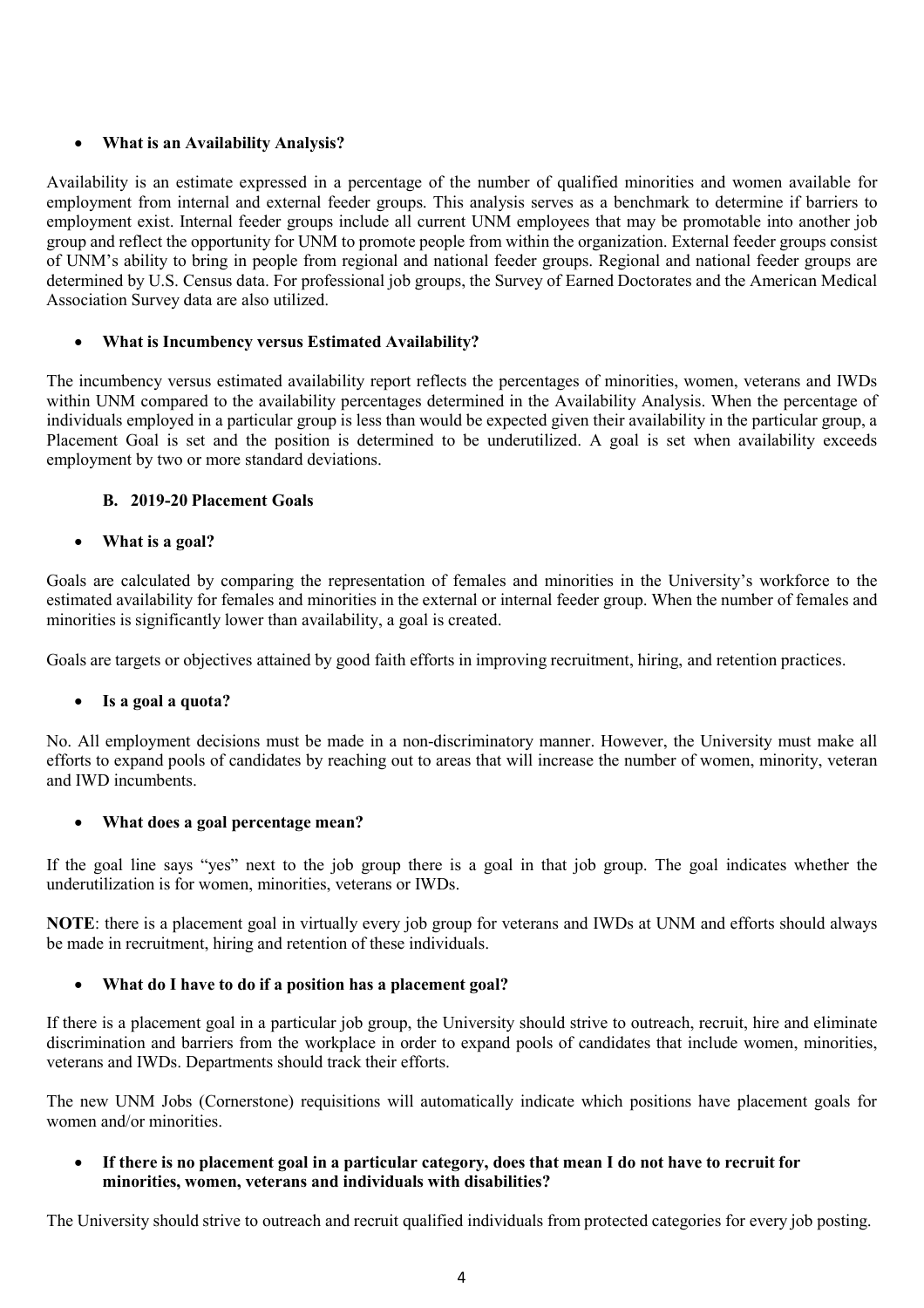- **What is an Availability Analysis?**

Availability is an estimate expressed in a percentage of the number of qualified minorities and women available for employment from internal and external feeder groups. This analysis serves as a benchmark to determine if barriers to employment exist. Internal feeder groups include all current UNM employees that may be promotable into another job group and reflect the opportunity for UNM to promote people from within the organization. External feeder groups consist of UNM's ability to bring in people from regional and national feeder groups. Regional and national feeder groups are determined by U.S. Census data. For professional job groups, the Survey of Earned Doctorates and the American Medical Association Survey data are also utilized.

- **What is Incumbency versus Estimated Availability?**

The incumbency versus estimated availability report reflects the percentages of minorities, women, veterans and IWDs within UNM compared to the availability percentages determined in the Availability Analysis. When the percentage of individuals employed in a particular group is less than would be expected given their availability in the particular group, a Placement Goal is set and the position is determined to be underutilized. A goal is set when availability exceeds employment by two or more standard deviations.

### B. 2019-20 Placement Goals

- **What is a goal?**

Goals are calculated by comparing the representation of females and minorities in the University's workforce to the estimated availability for females and minorities in the external or internal feeder group. When the number of females and minorities is significantly lower than availability, a goal is created.

Goals are targets or objectives attained by good faith efforts in improving recruitment, hiring, and retention practices.

- **Is a goal a quota?**

No. All employment decisions must be made in a non-discriminatory manner. However, the University must make all efforts to expand pools of candidates by reaching out to areas that will increase the number of women, minority, veteran and IWD incumbents.

- **What does a goal percentage mean?**

If the goal line says "yes" next to the job group there is a goal in that job group. The goal indicates whether the underutilization is for women, minorities, veterans or IWDs.

**NOTE**: there is a placement goal in virtually every job group for veterans and IWDs at UNM and efforts should always be made in recruitment, hiring and retention of these individuals.

- **What do I have to do if a position has a placement goal?**

If there is a placement goal in a particular job group, the University should strive to outreach, recruit, hire and eliminate discrimination and barriers from the workplace in order to expand pools of candidates that include women, minorities, veterans and IWDs. Departments should track their efforts.

The new UNM Jobs (Cornerstone) requisitions will automatically indicate which positions have placement goals for women and/or minorities.

- **If there is no placement goal in a particular category, does that mean I do not have to recruit for minorities, women, veterans and individuals with disabilities?**

The University should strive to outreach and recruit qualified individuals from protected categories for every job posting.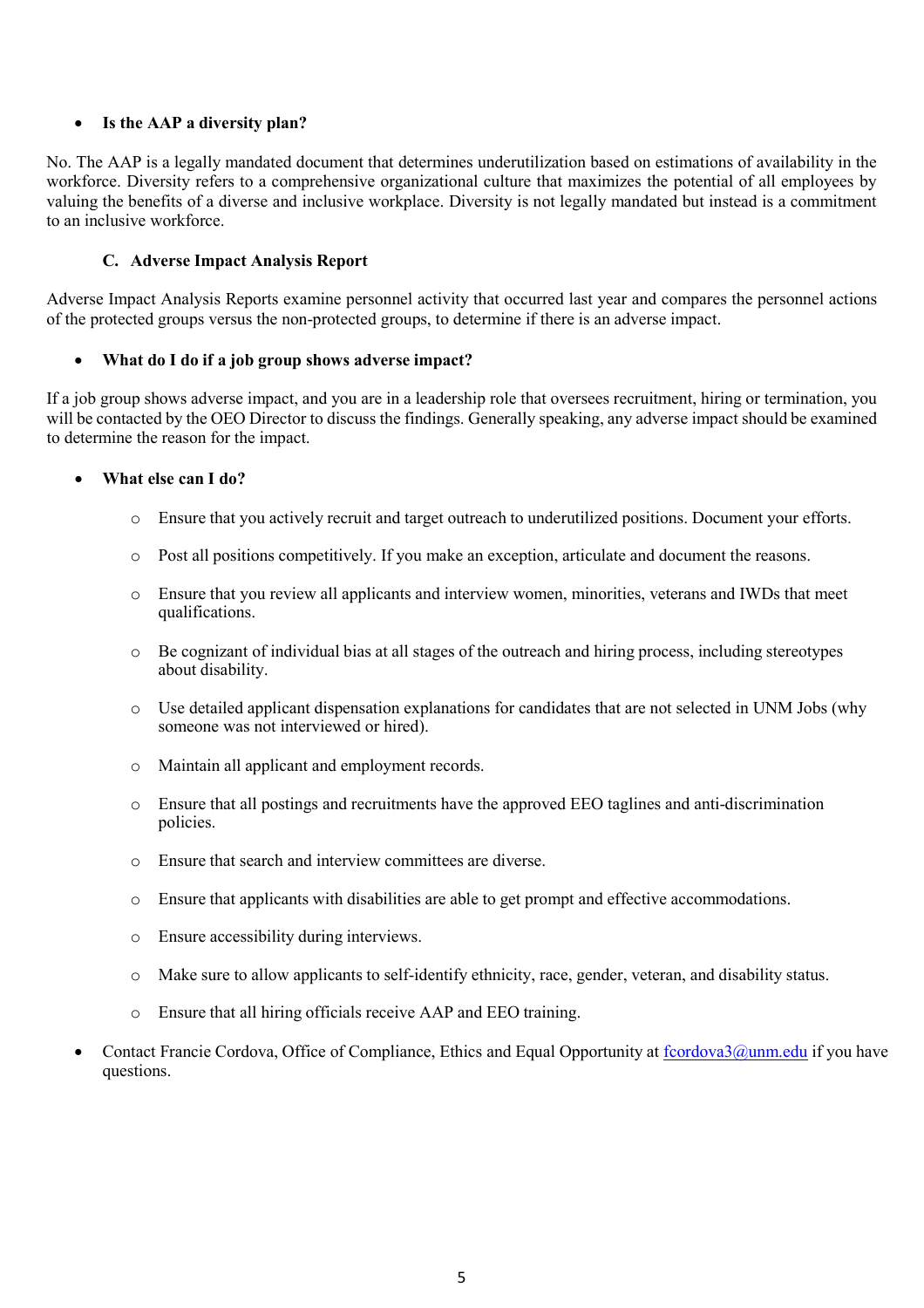- **Is the AAP a diversity plan?**

No. The AAP is a legally mandated document that determines underutilization based on estimations of availability in the workforce. Diversity refers to a comprehensive organizational culture that maximizes the potential of all employees by valuing the benefits of a diverse and inclusive workplace. Diversity is not legally mandated but instead is a commitment to an inclusive workforce.

### C. Adverse Impact Analysis Report

Adverse Impact Analysis Reports examine personnel activity that occurred last year and compares the personnel actions of the protected groups versus the non-protected groups, to determine if there is an adverse impact.

- **What do I do if a job group shows adverse impact?**

If a job group shows adverse impact, and you are in a leadership role that oversees recruitment, hiring or termination, you will be contacted by the OEO Director to discuss the findings. Generally speaking, any adverse impact should be examined to determine the reason for the impact.

- **What else can I do?**
    - Ensure that you actively recruit and target outreach to underutilized positions. Document your efforts.
    - Post all positions competitively. If you make an exception, articulate and document the reasons.
    - Ensure that you review all applicants and interview women, minorities, veterans and IWDs that meet qualifications.
    - Be cognizant of individual bias at all stages of the outreach and hiring process, including stereotypes about disability.
    - Use detailed applicant dispensation explanations for candidates that are not selected in UNM Jobs (why someone was not interviewed or hired).
    - Maintain all applicant and employment records.
    - Ensure that all postings and recruitments have the approved EEO taglines and anti-discrimination policies.
    - Ensure that search and interview committees are diverse.
    - Ensure that applicants with disabilities are able to get prompt and effective accommodations.
    - Ensure accessibility during interviews.
    - Make sure to allow applicants to self-identify ethnicity, race, gender, veteran, and disability status.
    - Ensure that all hiring officials receive AAP and EEO training.
- Contact Francie Cordova, Office of Compliance, Ethics and Equal Opportunity at fcordova3@unm.edu if you have questions.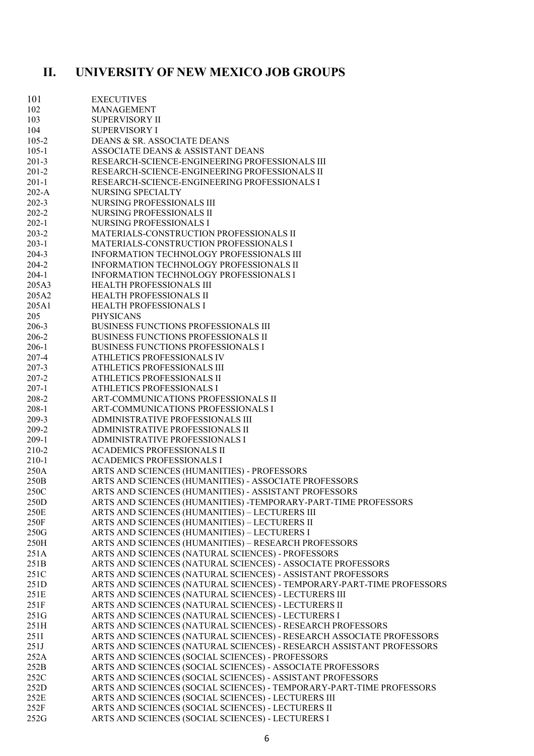## II. UNIVERSITY OF NEW MEXICO JOB GROUPS

| | |
|---|---|
| 101 | EXECUTIVES |
| 102 | MANAGEMENT |
| 103 | SUPERVISORY II |
| 104 | SUPERVISORY I |
| 105-2 | DEANS & SR. ASSOCIATE DEANS |
| 105-1 | ASSOCIATE DEANS & ASSISTANT DEANS |
| 201-3 | RESEARCH-SCIENCE-ENGINEERING PROFESSIONALS III |
| 201-2 | RESEARCH-SCIENCE-ENGINEERING PROFESSIONALS II |
| 201-1 | RESEARCH-SCIENCE-ENGINEERING PROFESSIONALS I |
| 202-A | NURSING SPECIALTY |
| 202-3 | NURSING PROFESSIONALS III |
| 202-2 | NURSING PROFESSIONALS II |
| 202-1 | NURSING PROFESSIONALS I |
| 203-2 | MATERIALS-CONSTRUCTION PROFESSIONALS II |
| 203-1 | MATERIALS-CONSTRUCTION PROFESSIONALS I |
| 204-3 | INFORMATION TECHNOLOGY PROFESSIONALS III |
| 204-2 | INFORMATION TECHNOLOGY PROFESSIONALS II |
| 204-1 | INFORMATION TECHNOLOGY PROFESSIONALS I |
| 205A3 | HEALTH PROFESSIONALS III |
| 205A2 | HEALTH PROFESSIONALS II |
| 205A1 | HEALTH PROFESSIONALS I |
| 205 | PHYSICANS |
| 206-3 | BUSINESS FUNCTIONS PROFESSIONALS III |
| 206-2 | BUSINESS FUNCTIONS PROFESSIONALS II |
| 206-1 | BUSINESS FUNCTIONS PROFESSIONALS I |
| 207-4 | ATHLETICS PROFESSIONALS IV |
| 207-3 | ATHLETICS PROFESSIONALS III |
| 207-2 | ATHLETICS PROFESSIONALS II |
| 207-1 | ATHLETICS PROFESSIONALS I |
| 208-2 | ART-COMMUNICATIONS PROFESSIONALS II |
| 208-1 | ART-COMMUNICATIONS PROFESSIONALS I |
| 209-3 | ADMINISTRATIVE PROFESSIONALS III |
| 209-2 | ADMINISTRATIVE PROFESSIONALS II |
| 209-1 | ADMINISTRATIVE PROFESSIONALS I |
| 210-2 | ACADEMICS PROFESSIONALS II |
| 210-1 | ACADEMICS PROFESSIONALS I |
| 250A | ARTS AND SCIENCES (HUMANITIES) - PROFESSORS |
| 250B | ARTS AND SCIENCES (HUMANITIES) - ASSOCIATE PROFESSORS |
| 250C | ARTS AND SCIENCES (HUMANITIES) - ASSISTANT PROFESSORS |
| 250D | ARTS AND SCIENCES (HUMANITIES) -TEMPORARY-PART-TIME PROFESSORS |
| 250E | ARTS AND SCIENCES (HUMANITIES) – LECTURERS III |
| 250F | ARTS AND SCIENCES (HUMANITIES) – LECTURERS II |
| 250G | ARTS AND SCIENCES (HUMANITIES) – LECTURERS I |
| 250H | ARTS AND SCIENCES (HUMANITIES) – RESEARCH PROFESSORS |
| 251A | ARTS AND SCIENCES (NATURAL SCIENCES) - PROFESSORS |
| 251B | ARTS AND SCIENCES (NATURAL SCIENCES) - ASSOCIATE PROFESSORS |
| 251C | ARTS AND SCIENCES (NATURAL SCIENCES) - ASSISTANT PROFESSORS |
| 251D | ARTS AND SCIENCES (NATURAL SCIENCES) - TEMPORARY-PART-TIME PROFESSORS |
| 251E | ARTS AND SCIENCES (NATURAL SCIENCES) - LECTURERS III |
| 251F | ARTS AND SCIENCES (NATURAL SCIENCES) - LECTURERS II |
| 251G | ARTS AND SCIENCES (NATURAL SCIENCES) - LECTURERS I |
| 251H | ARTS AND SCIENCES (NATURAL SCIENCES) - RESEARCH PROFESSORS |
| 251I | ARTS AND SCIENCES (NATURAL SCIENCES) - RESEARCH ASSOCIATE PROFESSORS |
| 251J | ARTS AND SCIENCES (NATURAL SCIENCES) - RESEARCH ASSISTANT PROFESSORS |
| 252A | ARTS AND SCIENCES (SOCIAL SCIENCES) - PROFESSORS |
| 252B | ARTS AND SCIENCES (SOCIAL SCIENCES) - ASSOCIATE PROFESSORS |
| 252C | ARTS AND SCIENCES (SOCIAL SCIENCES) - ASSISTANT PROFESSORS |
| 252D | ARTS AND SCIENCES (SOCIAL SCIENCES) - TEMPORARY-PART-TIME PROFESSORS |
| 252E | ARTS AND SCIENCES (SOCIAL SCIENCES) - LECTURERS III |
| 252F | ARTS AND SCIENCES (SOCIAL SCIENCES) - LECTURERS II |
| 252G | ARTS AND SCIENCES (SOCIAL SCIENCES) - LECTURERS I |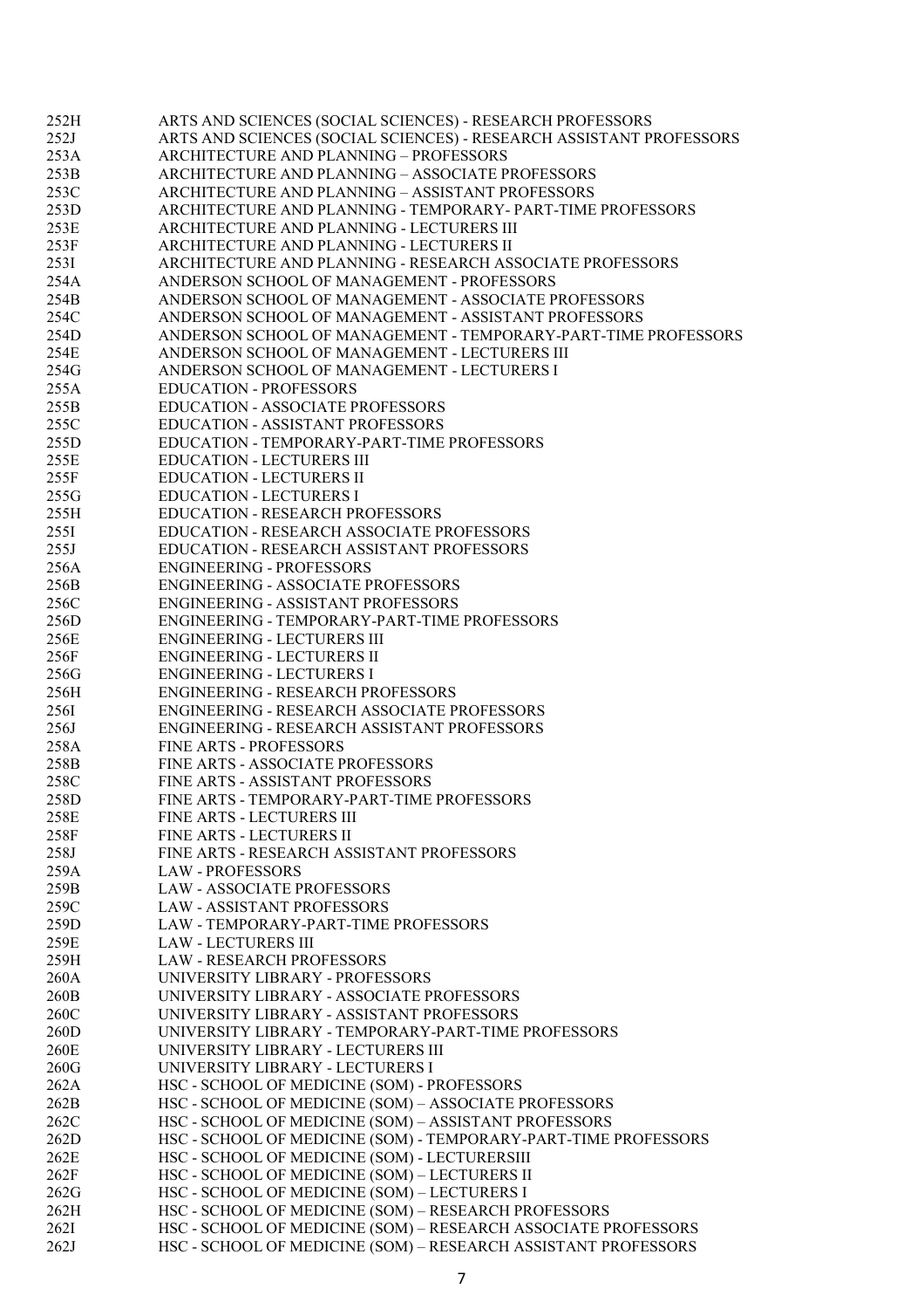252H ARTS AND SCIENCES (SOCIAL SCIENCES) - RESEARCH PROFESSORS
252J ARTS AND SCIENCES (SOCIAL SCIENCES) - RESEARCH ASSISTANT PROFESSORS
253A ARCHITECTURE AND PLANNING – PROFESSORS
253B ARCHITECTURE AND PLANNING – ASSOCIATE PROFESSORS
253C ARCHITECTURE AND PLANNING – ASSISTANT PROFESSORS
253D ARCHITECTURE AND PLANNING - TEMPORARY- PART-TIME PROFESSORS
253E ARCHITECTURE AND PLANNING - LECTURERS III
253F ARCHITECTURE AND PLANNING - LECTURERS II
253I ARCHITECTURE AND PLANNING - RESEARCH ASSOCIATE PROFESSORS
254A ANDERSON SCHOOL OF MANAGEMENT - PROFESSORS
254B ANDERSON SCHOOL OF MANAGEMENT - ASSOCIATE PROFESSORS
254C ANDERSON SCHOOL OF MANAGEMENT - ASSISTANT PROFESSORS
254D ANDERSON SCHOOL OF MANAGEMENT - TEMPORARY-PART-TIME PROFESSORS
254E ANDERSON SCHOOL OF MANAGEMENT - LECTURERS III
254G ANDERSON SCHOOL OF MANAGEMENT - LECTURERS I
255A EDUCATION - PROFESSORS
255B EDUCATION - ASSOCIATE PROFESSORS
255C EDUCATION - ASSISTANT PROFESSORS
255D EDUCATION - TEMPORARY-PART-TIME PROFESSORS
255E EDUCATION - LECTURERS III
255F EDUCATION - LECTURERS II
255G EDUCATION - LECTURERS I
255H EDUCATION - RESEARCH PROFESSORS
255I EDUCATION - RESEARCH ASSOCIATE PROFESSORS
255J EDUCATION - RESEARCH ASSISTANT PROFESSORS
256A ENGINEERING - PROFESSORS
256B ENGINEERING - ASSOCIATE PROFESSORS
256C ENGINEERING - ASSISTANT PROFESSORS
256D ENGINEERING - TEMPORARY-PART-TIME PROFESSORS
256E ENGINEERING - LECTURERS III
256F ENGINEERING - LECTURERS II
256G ENGINEERING - LECTURERS I
256H ENGINEERING - RESEARCH PROFESSORS
256I ENGINEERING - RESEARCH ASSOCIATE PROFESSORS
256J ENGINEERING - RESEARCH ASSISTANT PROFESSORS
258A FINE ARTS - PROFESSORS
258B FINE ARTS - ASSOCIATE PROFESSORS
258C FINE ARTS - ASSISTANT PROFESSORS
258D FINE ARTS - TEMPORARY-PART-TIME PROFESSORS
258E FINE ARTS - LECTURERS III
258F FINE ARTS - LECTURERS II
258J FINE ARTS - RESEARCH ASSISTANT PROFESSORS
259A LAW - PROFESSORS
259B LAW - ASSOCIATE PROFESSORS
259C LAW - ASSISTANT PROFESSORS
259D LAW - TEMPORARY-PART-TIME PROFESSORS
259E LAW - LECTURERS III
259H LAW - RESEARCH PROFESSORS
260A UNIVERSITY LIBRARY - PROFESSORS
260B UNIVERSITY LIBRARY - ASSOCIATE PROFESSORS
260C UNIVERSITY LIBRARY - ASSISTANT PROFESSORS
260D UNIVERSITY LIBRARY - TEMPORARY-PART-TIME PROFESSORS
260E UNIVERSITY LIBRARY - LECTURERS III
260G UNIVERSITY LIBRARY - LECTURERS I
262A HSC - SCHOOL OF MEDICINE (SOM) - PROFESSORS
262B HSC - SCHOOL OF MEDICINE (SOM) – ASSOCIATE PROFESSORS
262C HSC - SCHOOL OF MEDICINE (SOM) – ASSISTANT PROFESSORS
262D HSC - SCHOOL OF MEDICINE (SOM) - TEMPORARY-PART-TIME PROFESSORS
262E HSC - SCHOOL OF MEDICINE (SOM) - LECTURERSIII
262F HSC - SCHOOL OF MEDICINE (SOM) – LECTURERS II
262G HSC - SCHOOL OF MEDICINE (SOM) – LECTURERS I
262H HSC - SCHOOL OF MEDICINE (SOM) – RESEARCH PROFESSORS
262I HSC - SCHOOL OF MEDICINE (SOM) – RESEARCH ASSOCIATE PROFESSORS
262J HSC - SCHOOL OF MEDICINE (SOM) – RESEARCH ASSISTANT PROFESSORS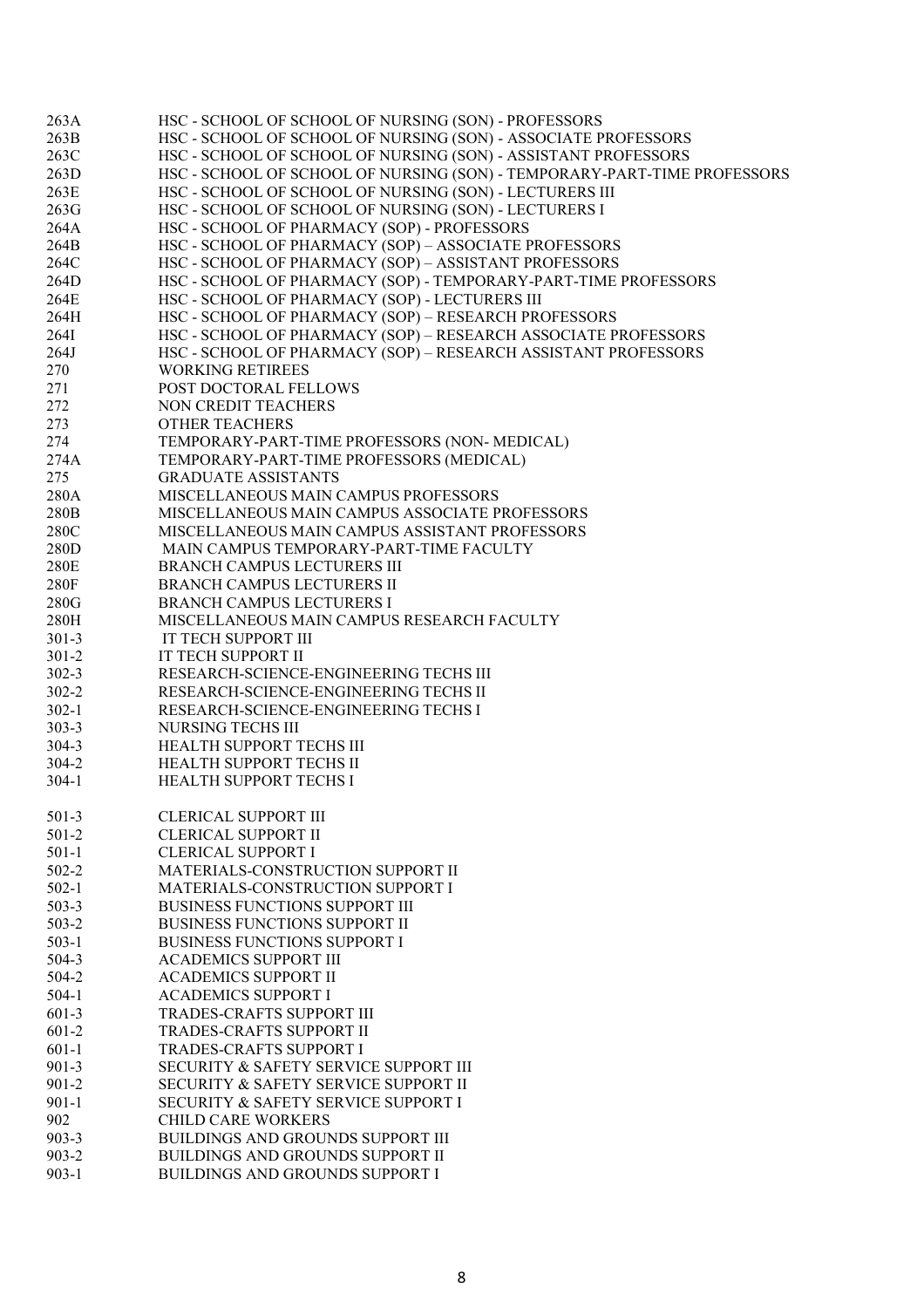| | |
|---|---|
| 263A | HSC - SCHOOL OF SCHOOL OF NURSING (SON) - PROFESSORS |
| 263B | HSC - SCHOOL OF SCHOOL OF NURSING (SON) - ASSOCIATE PROFESSORS |
| 263C | HSC - SCHOOL OF SCHOOL OF NURSING (SON) - ASSISTANT PROFESSORS |
| 263D | HSC - SCHOOL OF SCHOOL OF NURSING (SON) - TEMPORARY-PART-TIME PROFESSORS |
| 263E | HSC - SCHOOL OF SCHOOL OF NURSING (SON) - LECTURERS III |
| 263G | HSC - SCHOOL OF SCHOOL OF NURSING (SON) - LECTURERS I |
| 264A | HSC - SCHOOL OF PHARMACY (SOP) - PROFESSORS |
| 264B | HSC - SCHOOL OF PHARMACY (SOP) – ASSOCIATE PROFESSORS |
| 264C | HSC - SCHOOL OF PHARMACY (SOP) – ASSISTANT PROFESSORS |
| 264D | HSC - SCHOOL OF PHARMACY (SOP) - TEMPORARY-PART-TIME PROFESSORS |
| 264E | HSC - SCHOOL OF PHARMACY (SOP) - LECTURERS III |
| 264H | HSC - SCHOOL OF PHARMACY (SOP) – RESEARCH PROFESSORS |
| 264I | HSC - SCHOOL OF PHARMACY (SOP) – RESEARCH ASSOCIATE PROFESSORS |
| 264J | HSC - SCHOOL OF PHARMACY (SOP) – RESEARCH ASSISTANT PROFESSORS |
| 270 | WORKING RETIREES |
| 271 | POST DOCTORAL FELLOWS |
| 272 | NON CREDIT TEACHERS |
| 273 | OTHER TEACHERS |
| 274 | TEMPORARY-PART-TIME PROFESSORS (NON- MEDICAL) |
| 274A | TEMPORARY-PART-TIME PROFESSORS (MEDICAL) |
| 275 | GRADUATE ASSISTANTS |
| 280A | MISCELLANEOUS MAIN CAMPUS PROFESSORS |
| 280B | MISCELLANEOUS MAIN CAMPUS ASSOCIATE PROFESSORS |
| 280C | MISCELLANEOUS MAIN CAMPUS ASSISTANT PROFESSORS |
| 280D | MAIN CAMPUS TEMPORARY-PART-TIME FACULTY |
| 280E | BRANCH CAMPUS LECTURERS III |
| 280F | BRANCH CAMPUS LECTURERS II |
| 280G | BRANCH CAMPUS LECTURERS I |
| 280H | MISCELLANEOUS MAIN CAMPUS RESEARCH FACULTY |
| 301-3 | IT TECH SUPPORT III |
| 301-2 | IT TECH SUPPORT II |
| 302-3 | RESEARCH-SCIENCE-ENGINEERING TECHS III |
| 302-2 | RESEARCH-SCIENCE-ENGINEERING TECHS II |
| 302-1 | RESEARCH-SCIENCE-ENGINEERING TECHS I |
| 303-3 | NURSING TECHS III |
| 304-3 | HEALTH SUPPORT TECHS III |
| 304-2 | HEALTH SUPPORT TECHS II |
| 304-1 | HEALTH SUPPORT TECHS I |
| 501-3 | CLERICAL SUPPORT III |
| 501-2 | CLERICAL SUPPORT II |
| 501-1 | CLERICAL SUPPORT I |
| 502-2 | MATERIALS-CONSTRUCTION SUPPORT II |
| 502-1 | MATERIALS-CONSTRUCTION SUPPORT I |
| 503-3 | BUSINESS FUNCTIONS SUPPORT III |
| 503-2 | BUSINESS FUNCTIONS SUPPORT II |
| 503-1 | BUSINESS FUNCTIONS SUPPORT I |
| 504-3 | ACADEMICS SUPPORT III |
| 504-2 | ACADEMICS SUPPORT II |
| 504-1 | ACADEMICS SUPPORT I |
| 601-3 | TRADES-CRAFTS SUPPORT III |
| 601-2 | TRADES-CRAFTS SUPPORT II |
| 601-1 | TRADES-CRAFTS SUPPORT I |
| 901-3 | SECURITY & SAFETY SERVICE SUPPORT III |
| 901-2 | SECURITY & SAFETY SERVICE SUPPORT II |
| 901-1 | SECURITY & SAFETY SERVICE SUPPORT I |
| 902 | CHILD CARE WORKERS |
| 903-3 | BUILDINGS AND GROUNDS SUPPORT III |
| 903-2 | BUILDINGS AND GROUNDS SUPPORT II |
| 903-1 | BUILDINGS AND GROUNDS SUPPORT I |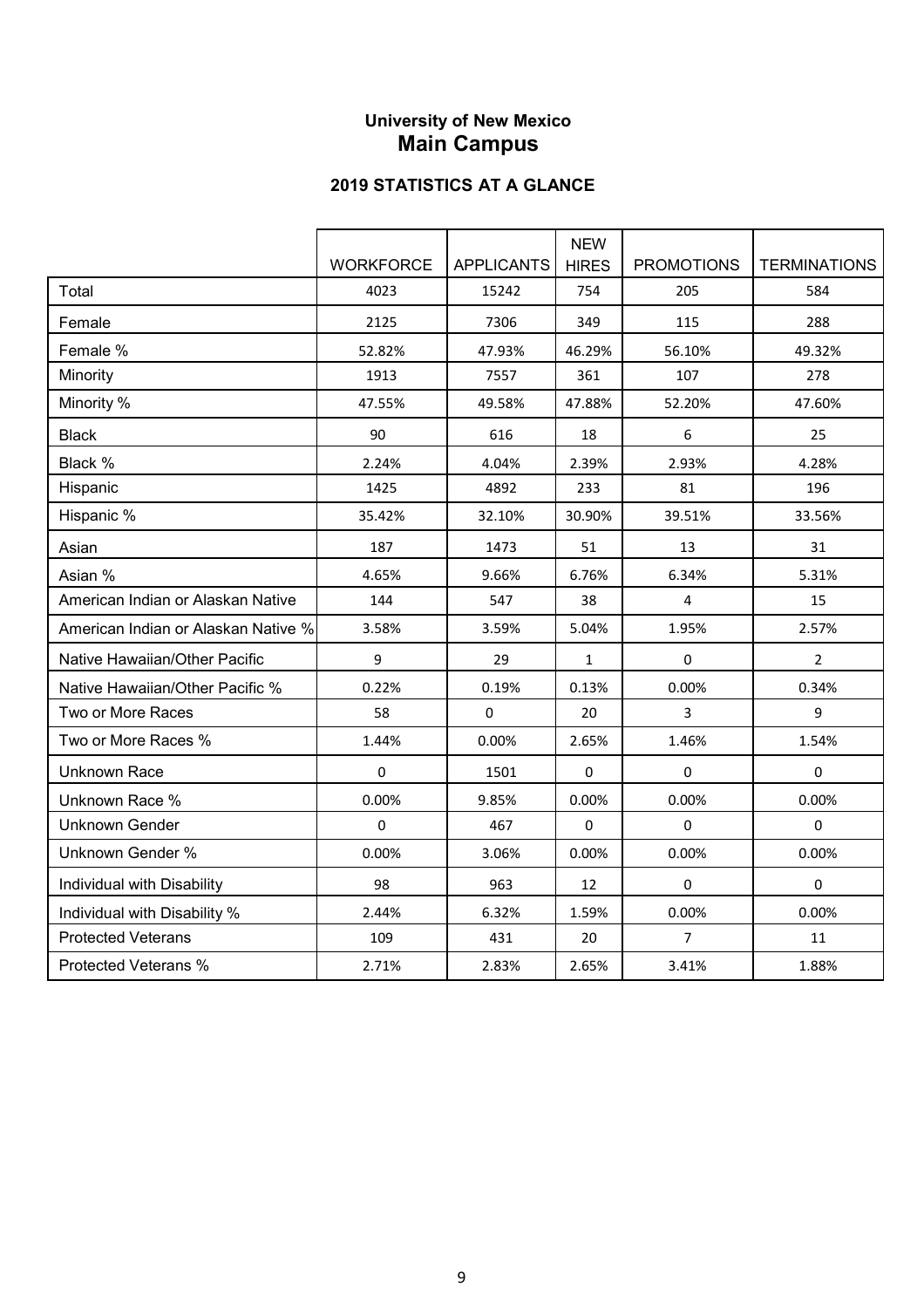## University of New Mexico
## Main Campus

### 2019 STATISTICS AT A GLANCE

| | WORKFORCE | APPLICANTS | NEW HIRES | PROMOTIONS | TERMINATIONS |
|---|---|---|---|---|---|
| Total | 4023 | 15242 | 754 | 205 | 584 |
| Female | 2125 | 7306 | 349 | 115 | 288 |
| Female % | 52.82% | 47.93% | 46.29% | 56.10% | 49.32% |
| Minority | 1913 | 7557 | 361 | 107 | 278 |
| Minority % | 47.55% | 49.58% | 47.88% | 52.20% | 47.60% |
| Black | 90 | 616 | 18 | 6 | 25 |
| Black % | 2.24% | 4.04% | 2.39% | 2.93% | 4.28% |
| Hispanic | 1425 | 4892 | 233 | 81 | 196 |
| Hispanic % | 35.42% | 32.10% | 30.90% | 39.51% | 33.56% |
| Asian | 187 | 1473 | 51 | 13 | 31 |
| Asian % | 4.65% | 9.66% | 6.76% | 6.34% | 5.31% |
| American Indian or Alaskan Native | 144 | 547 | 38 | 4 | 15 |
| American Indian or Alaskan Native % | 3.58% | 3.59% | 5.04% | 1.95% | 2.57% |
| Native Hawaiian/Other Pacific | 9 | 29 | 1 | 0 | 2 |
| Native Hawaiian/Other Pacific % | 0.22% | 0.19% | 0.13% | 0.00% | 0.34% |
| Two or More Races | 58 | 0 | 20 | 3 | 9 |
| Two or More Races % | 1.44% | 0.00% | 2.65% | 1.46% | 1.54% |
| Unknown Race | 0 | 1501 | 0 | 0 | 0 |
| Unknown Race % | 0.00% | 9.85% | 0.00% | 0.00% | 0.00% |
| Unknown Gender | 0 | 467 | 0 | 0 | 0 |
| Unknown Gender % | 0.00% | 3.06% | 0.00% | 0.00% | 0.00% |
| Individual with Disability | 98 | 963 | 12 | 0 | 0 |
| Individual with Disability % | 2.44% | 6.32% | 1.59% | 0.00% | 0.00% |
| Protected Veterans | 109 | 431 | 20 | 7 | 11 |
| Protected Veterans % | 2.71% | 2.83% | 2.65% | 3.41% | 1.88% |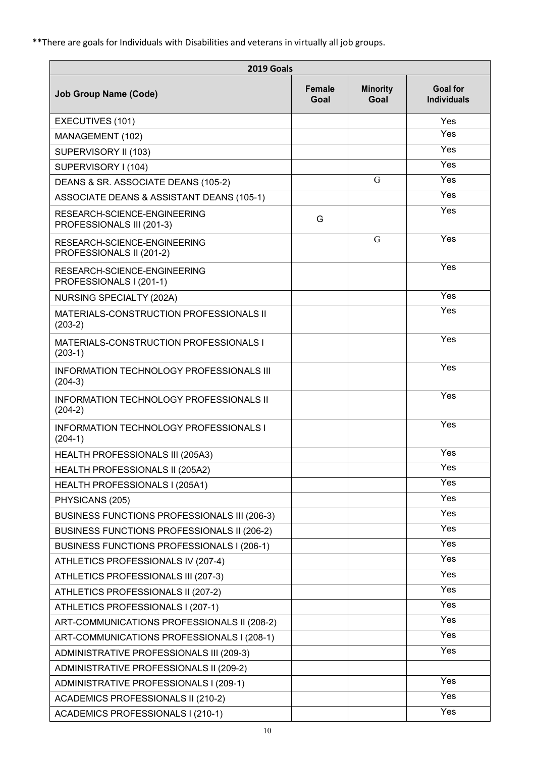**There are goals for Individuals with Disabilities and veterans in virtually all job groups.

| 2019 Goals | | | |
|---|---|---|---|
| **Job Group Name (Code)** | **Female Goal** | **Minority Goal** | **Goal for Individuals** |
| EXECUTIVES (101) | | | Yes |
| MANAGEMENT (102) | | | Yes |
| SUPERVISORY II (103) | | | Yes |
| SUPERVISORY I (104) | | | Yes |
| DEANS & SR. ASSOCIATE DEANS (105-2) | | G | Yes |
| ASSOCIATE DEANS & ASSISTANT DEANS (105-1) | | | Yes |
| RESEARCH-SCIENCE-ENGINEERING PROFESSIONALS III (201-3) | G | | Yes |
| RESEARCH-SCIENCE-ENGINEERING PROFESSIONALS II (201-2) | | G | Yes |
| RESEARCH-SCIENCE-ENGINEERING PROFESSIONALS I (201-1) | | | Yes |
| NURSING SPECIALTY (202A) | | | Yes |
| MATERIALS-CONSTRUCTION PROFESSIONALS II (203-2) | | | Yes |
| MATERIALS-CONSTRUCTION PROFESSIONALS I (203-1) | | | Yes |
| INFORMATION TECHNOLOGY PROFESSIONALS III (204-3) | | | Yes |
| INFORMATION TECHNOLOGY PROFESSIONALS II (204-2) | | | Yes |
| INFORMATION TECHNOLOGY PROFESSIONALS I (204-1) | | | Yes |
| HEALTH PROFESSIONALS III (205A3) | | | Yes |
| HEALTH PROFESSIONALS II (205A2) | | | Yes |
| HEALTH PROFESSIONALS I (205A1) | | | Yes |
| PHYSICANS (205) | | | Yes |
| BUSINESS FUNCTIONS PROFESSIONALS III (206-3) | | | Yes |
| BUSINESS FUNCTIONS PROFESSIONALS II (206-2) | | | Yes |
| BUSINESS FUNCTIONS PROFESSIONALS I (206-1) | | | Yes |
| ATHLETICS PROFESSIONALS IV (207-4) | | | Yes |
| ATHLETICS PROFESSIONALS III (207-3) | | | Yes |
| ATHLETICS PROFESSIONALS II (207-2) | | | Yes |
| ATHLETICS PROFESSIONALS I (207-1) | | | Yes |
| ART-COMMUNICATIONS PROFESSIONALS II (208-2) | | | Yes |
| ART-COMMUNICATIONS PROFESSIONALS I (208-1) | | | Yes |
| ADMINISTRATIVE PROFESSIONALS III (209-3) | | | Yes |
| ADMINISTRATIVE PROFESSIONALS II (209-2) | | | |
| ADMINISTRATIVE PROFESSIONALS I (209-1) | | | Yes |
| ACADEMICS PROFESSIONALS II (210-2) | | | Yes |
| ACADEMICS PROFESSIONALS I (210-1) | | | Yes |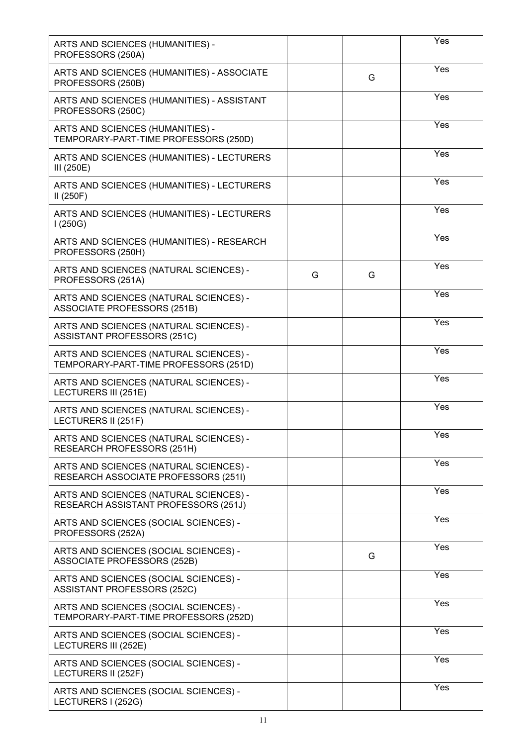| | | | |
|---|---|---|---|
| ARTS AND SCIENCES (HUMANITIES) - PROFESSORS (250A) | | | Yes |
| ARTS AND SCIENCES (HUMANITIES) - ASSOCIATE PROFESSORS (250B) | | G | Yes |
| ARTS AND SCIENCES (HUMANITIES) - ASSISTANT PROFESSORS (250C) | | | Yes |
| ARTS AND SCIENCES (HUMANITIES) - TEMPORARY-PART-TIME PROFESSORS (250D) | | | Yes |
| ARTS AND SCIENCES (HUMANITIES) - LECTURERS III (250E) | | | Yes |
| ARTS AND SCIENCES (HUMANITIES) - LECTURERS II (250F) | | | Yes |
| ARTS AND SCIENCES (HUMANITIES) - LECTURERS I (250G) | | | Yes |
| ARTS AND SCIENCES (HUMANITIES) - RESEARCH PROFESSORS (250H) | | | Yes |
| ARTS AND SCIENCES (NATURAL SCIENCES) - PROFESSORS (251A) | G | G | Yes |
| ARTS AND SCIENCES (NATURAL SCIENCES) - ASSOCIATE PROFESSORS (251B) | | | Yes |
| ARTS AND SCIENCES (NATURAL SCIENCES) - ASSISTANT PROFESSORS (251C) | | | Yes |
| ARTS AND SCIENCES (NATURAL SCIENCES) - TEMPORARY-PART-TIME PROFESSORS (251D) | | | Yes |
| ARTS AND SCIENCES (NATURAL SCIENCES) - LECTURERS III (251E) | | | Yes |
| ARTS AND SCIENCES (NATURAL SCIENCES) - LECTURERS II (251F) | | | Yes |
| ARTS AND SCIENCES (NATURAL SCIENCES) - RESEARCH PROFESSORS (251H) | | | Yes |
| ARTS AND SCIENCES (NATURAL SCIENCES) - RESEARCH ASSOCIATE PROFESSORS (251I) | | | Yes |
| ARTS AND SCIENCES (NATURAL SCIENCES) - RESEARCH ASSISTANT PROFESSORS (251J) | | | Yes |
| ARTS AND SCIENCES (SOCIAL SCIENCES) - PROFESSORS (252A) | | | Yes |
| ARTS AND SCIENCES (SOCIAL SCIENCES) - ASSOCIATE PROFESSORS (252B) | | G | Yes |
| ARTS AND SCIENCES (SOCIAL SCIENCES) - ASSISTANT PROFESSORS (252C) | | | Yes |
| ARTS AND SCIENCES (SOCIAL SCIENCES) - TEMPORARY-PART-TIME PROFESSORS (252D) | | | Yes |
| ARTS AND SCIENCES (SOCIAL SCIENCES) - LECTURERS III (252E) | | | Yes |
| ARTS AND SCIENCES (SOCIAL SCIENCES) - LECTURERS II (252F) | | | Yes |
| ARTS AND SCIENCES (SOCIAL SCIENCES) - LECTURERS I (252G) | | | Yes |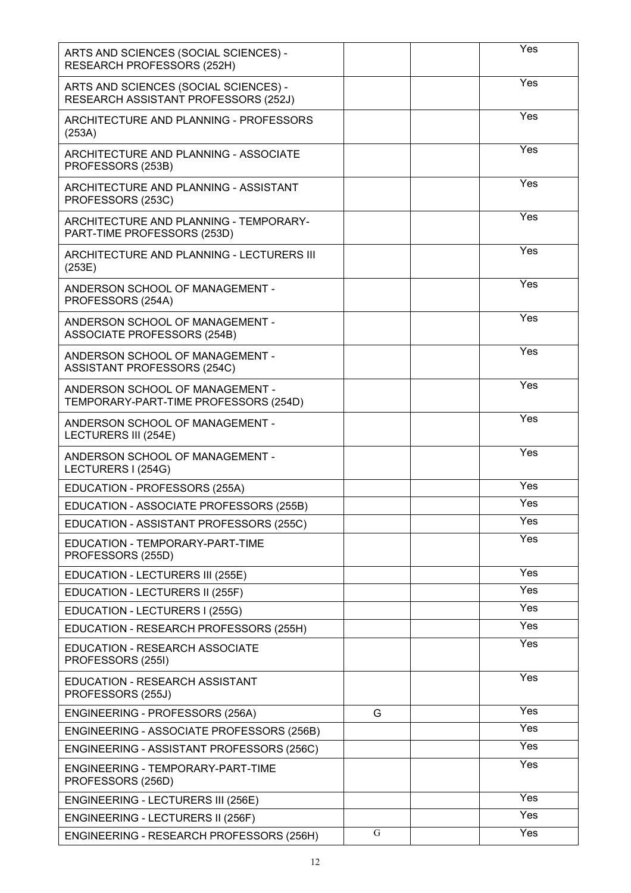| | | | |
|---|---|---|---|
| ARTS AND SCIENCES (SOCIAL SCIENCES) - RESEARCH PROFESSORS (252H) | | | Yes |
| ARTS AND SCIENCES (SOCIAL SCIENCES) - RESEARCH ASSISTANT PROFESSORS (252J) | | | Yes |
| ARCHITECTURE AND PLANNING - PROFESSORS (253A) | | | Yes |
| ARCHITECTURE AND PLANNING - ASSOCIATE PROFESSORS (253B) | | | Yes |
| ARCHITECTURE AND PLANNING - ASSISTANT PROFESSORS (253C) | | | Yes |
| ARCHITECTURE AND PLANNING - TEMPORARY-PART-TIME PROFESSORS (253D) | | | Yes |
| ARCHITECTURE AND PLANNING - LECTURERS III (253E) | | | Yes |
| ANDERSON SCHOOL OF MANAGEMENT - PROFESSORS (254A) | | | Yes |
| ANDERSON SCHOOL OF MANAGEMENT - ASSOCIATE PROFESSORS (254B) | | | Yes |
| ANDERSON SCHOOL OF MANAGEMENT - ASSISTANT PROFESSORS (254C) | | | Yes |
| ANDERSON SCHOOL OF MANAGEMENT - TEMPORARY-PART-TIME PROFESSORS (254D) | | | Yes |
| ANDERSON SCHOOL OF MANAGEMENT - LECTURERS III (254E) | | | Yes |
| ANDERSON SCHOOL OF MANAGEMENT - LECTURERS I (254G) | | | Yes |
| EDUCATION - PROFESSORS (255A) | | | Yes |
| EDUCATION - ASSOCIATE PROFESSORS (255B) | | | Yes |
| EDUCATION - ASSISTANT PROFESSORS (255C) | | | Yes |
| EDUCATION - TEMPORARY-PART-TIME PROFESSORS (255D) | | | Yes |
| EDUCATION - LECTURERS III (255E) | | | Yes |
| EDUCATION - LECTURERS II (255F) | | | Yes |
| EDUCATION - LECTURERS I (255G) | | | Yes |
| EDUCATION - RESEARCH PROFESSORS (255H) | | | Yes |
| EDUCATION - RESEARCH ASSOCIATE PROFESSORS (255I) | | | Yes |
| EDUCATION - RESEARCH ASSISTANT PROFESSORS (255J) | | | Yes |
| ENGINEERING - PROFESSORS (256A) | G | | Yes |
| ENGINEERING - ASSOCIATE PROFESSORS (256B) | | | Yes |
| ENGINEERING - ASSISTANT PROFESSORS (256C) | | | Yes |
| ENGINEERING - TEMPORARY-PART-TIME PROFESSORS (256D) | | | Yes |
| ENGINEERING - LECTURERS III (256E) | | | Yes |
| ENGINEERING - LECTURERS II (256F) | | | Yes |
| ENGINEERING - RESEARCH PROFESSORS (256H) | G | | Yes |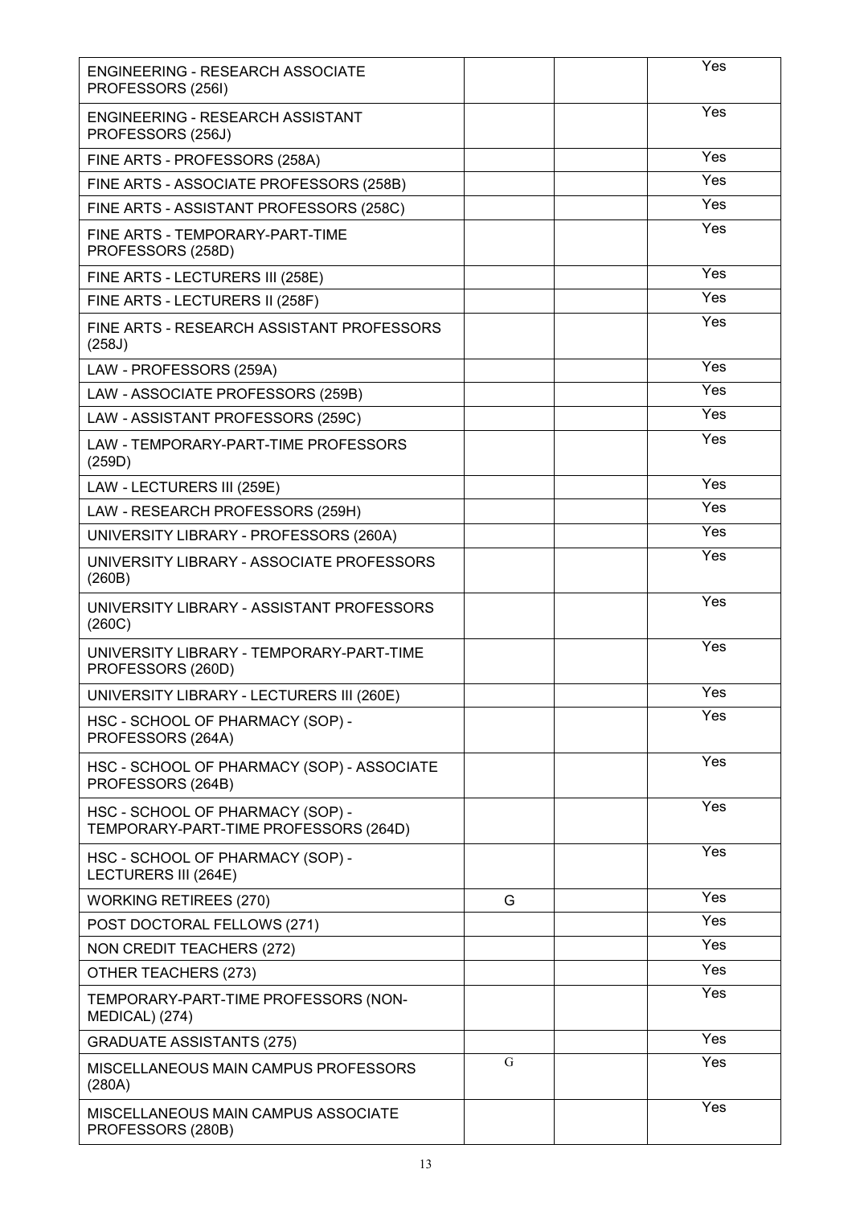| | | | |
|---|---|---|---|
| ENGINEERING - RESEARCH ASSOCIATE PROFESSORS (256I) | | | Yes |
| ENGINEERING - RESEARCH ASSISTANT PROFESSORS (256J) | | | Yes |
| FINE ARTS - PROFESSORS (258A) | | | Yes |
| FINE ARTS - ASSOCIATE PROFESSORS (258B) | | | Yes |
| FINE ARTS - ASSISTANT PROFESSORS (258C) | | | Yes |
| FINE ARTS - TEMPORARY-PART-TIME PROFESSORS (258D) | | | Yes |
| FINE ARTS - LECTURERS III (258E) | | | Yes |
| FINE ARTS - LECTURERS II (258F) | | | Yes |
| FINE ARTS - RESEARCH ASSISTANT PROFESSORS (258J) | | | Yes |
| LAW - PROFESSORS (259A) | | | Yes |
| LAW - ASSOCIATE PROFESSORS (259B) | | | Yes |
| LAW - ASSISTANT PROFESSORS (259C) | | | Yes |
| LAW - TEMPORARY-PART-TIME PROFESSORS (259D) | | | Yes |
| LAW - LECTURERS III (259E) | | | Yes |
| LAW - RESEARCH PROFESSORS (259H) | | | Yes |
| UNIVERSITY LIBRARY - PROFESSORS (260A) | | | Yes |
| UNIVERSITY LIBRARY - ASSOCIATE PROFESSORS (260B) | | | Yes |
| UNIVERSITY LIBRARY - ASSISTANT PROFESSORS (260C) | | | Yes |
| UNIVERSITY LIBRARY - TEMPORARY-PART-TIME PROFESSORS (260D) | | | Yes |
| UNIVERSITY LIBRARY - LECTURERS III (260E) | | | Yes |
| HSC - SCHOOL OF PHARMACY (SOP) - PROFESSORS (264A) | | | Yes |
| HSC - SCHOOL OF PHARMACY (SOP) - ASSOCIATE PROFESSORS (264B) | | | Yes |
| HSC - SCHOOL OF PHARMACY (SOP) - TEMPORARY-PART-TIME PROFESSORS (264D) | | | Yes |
| HSC - SCHOOL OF PHARMACY (SOP) - LECTURERS III (264E) | | | Yes |
| WORKING RETIREES (270) | G | | Yes |
| POST DOCTORAL FELLOWS (271) | | | Yes |
| NON CREDIT TEACHERS (272) | | | Yes |
| OTHER TEACHERS (273) | | | Yes |
| TEMPORARY-PART-TIME PROFESSORS (NON-MEDICAL) (274) | | | Yes |
| GRADUATE ASSISTANTS (275) | | | Yes |
| MISCELLANEOUS MAIN CAMPUS PROFESSORS (280A) | G | | Yes |
| MISCELLANEOUS MAIN CAMPUS ASSOCIATE PROFESSORS (280B) | | | Yes |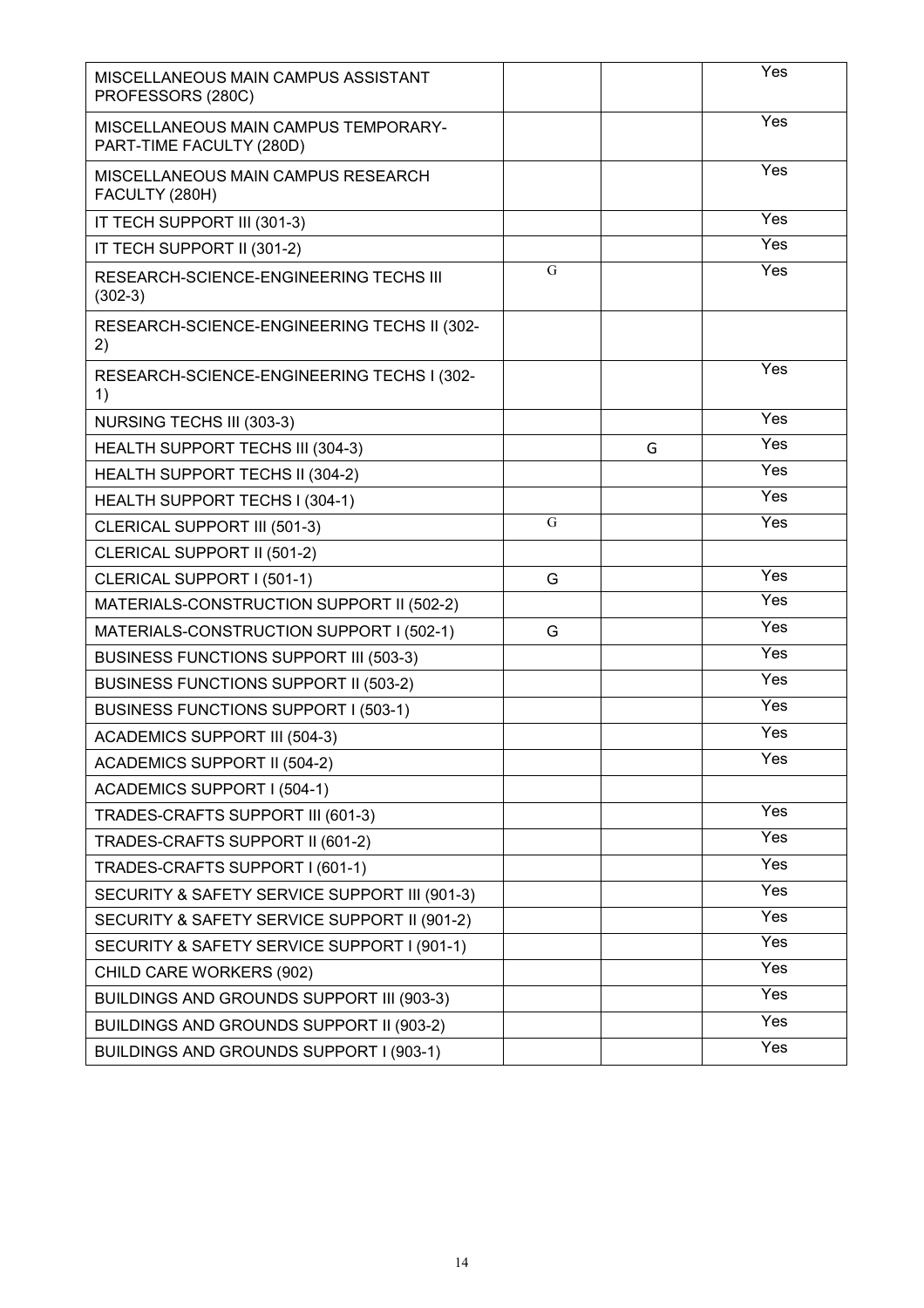| | | | |
|---|---|---|---|
| MISCELLANEOUS MAIN CAMPUS ASSISTANT PROFESSORS (280C) | | | Yes |
| MISCELLANEOUS MAIN CAMPUS TEMPORARY-PART-TIME FACULTY (280D) | | | Yes |
| MISCELLANEOUS MAIN CAMPUS RESEARCH FACULTY (280H) | | | Yes |
| IT TECH SUPPORT III (301-3) | | | Yes |
| IT TECH SUPPORT II (301-2) | | | Yes |
| RESEARCH-SCIENCE-ENGINEERING TECHS III (302-3) | G | | Yes |
| RESEARCH-SCIENCE-ENGINEERING TECHS II (302-2) | | | |
| RESEARCH-SCIENCE-ENGINEERING TECHS I (302-1) | | | Yes |
| NURSING TECHS III (303-3) | | | Yes |
| HEALTH SUPPORT TECHS III (304-3) | | G | Yes |
| HEALTH SUPPORT TECHS II (304-2) | | | Yes |
| HEALTH SUPPORT TECHS I (304-1) | | | Yes |
| CLERICAL SUPPORT III (501-3) | G | | Yes |
| CLERICAL SUPPORT II (501-2) | | | |
| CLERICAL SUPPORT I (501-1) | G | | Yes |
| MATERIALS-CONSTRUCTION SUPPORT II (502-2) | | | Yes |
| MATERIALS-CONSTRUCTION SUPPORT I (502-1) | G | | Yes |
| BUSINESS FUNCTIONS SUPPORT III (503-3) | | | Yes |
| BUSINESS FUNCTIONS SUPPORT II (503-2) | | | Yes |
| BUSINESS FUNCTIONS SUPPORT I (503-1) | | | Yes |
| ACADEMICS SUPPORT III (504-3) | | | Yes |
| ACADEMICS SUPPORT II (504-2) | | | Yes |
| ACADEMICS SUPPORT I (504-1) | | | |
| TRADES-CRAFTS SUPPORT III (601-3) | | | Yes |
| TRADES-CRAFTS SUPPORT II (601-2) | | | Yes |
| TRADES-CRAFTS SUPPORT I (601-1) | | | Yes |
| SECURITY & SAFETY SERVICE SUPPORT III (901-3) | | | Yes |
| SECURITY & SAFETY SERVICE SUPPORT II (901-2) | | | Yes |
| SECURITY & SAFETY SERVICE SUPPORT I (901-1) | | | Yes |
| CHILD CARE WORKERS (902) | | | Yes |
| BUILDINGS AND GROUNDS SUPPORT III (903-3) | | | Yes |
| BUILDINGS AND GROUNDS SUPPORT II (903-2) | | | Yes |
| BUILDINGS AND GROUNDS SUPPORT I (903-1) | | | Yes |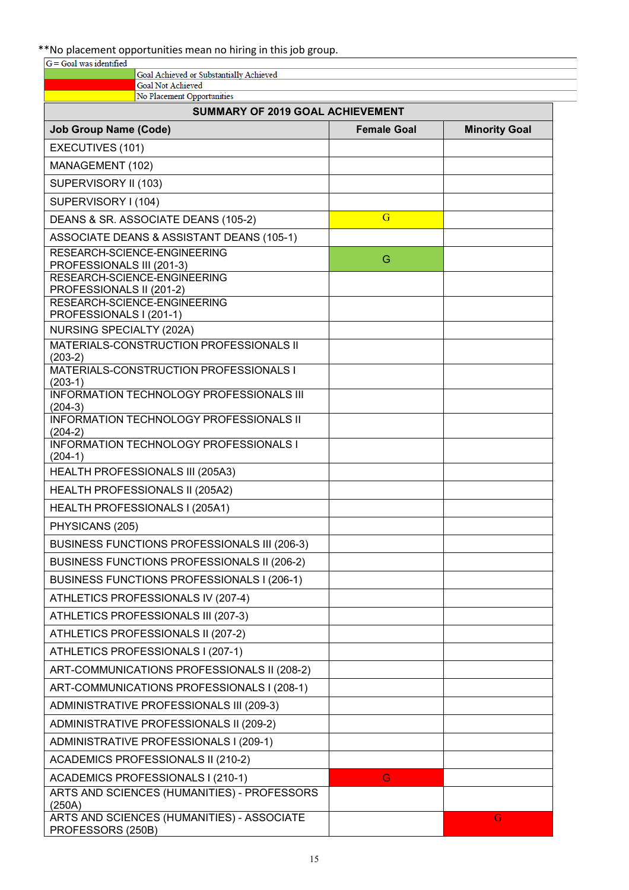**No placement opportunities mean no hiring in this job group.

| G = Goal was identified | |
|---|---|
| (Green) | Goal Achieved or Substantially Achieved |
| (Red) | Goal Not Achieved |
| (Yellow) | No Placement Opportunities |

| SUMMARY OF 2019 GOAL ACHIEVEMENT | | |
|---|---|---|
| **Job Group Name (Code)** | **Female Goal** | **Minority Goal** |
| EXECUTIVES (101) | | |
| MANAGEMENT (102) | | |
| SUPERVISORY II (103) | | |
| SUPERVISORY I (104) | | |
| DEANS & SR. ASSOCIATE DEANS (105-2) | G (No Placement Opportunities) | |
| ASSOCIATE DEANS & ASSISTANT DEANS (105-1) | | |
| RESEARCH-SCIENCE-ENGINEERING PROFESSIONALS III (201-3) | G (Goal Achieved or Substantially Achieved) | |
| RESEARCH-SCIENCE-ENGINEERING PROFESSIONALS II (201-2) | | |
| RESEARCH-SCIENCE-ENGINEERING PROFESSIONALS I (201-1) | | |
| NURSING SPECIALTY (202A) | | |
| MATERIALS-CONSTRUCTION PROFESSIONALS II (203-2) | | |
| MATERIALS-CONSTRUCTION PROFESSIONALS I (203-1) | | |
| INFORMATION TECHNOLOGY PROFESSIONALS III (204-3) | | |
| INFORMATION TECHNOLOGY PROFESSIONALS II (204-2) | | |
| INFORMATION TECHNOLOGY PROFESSIONALS I (204-1) | | |
| HEALTH PROFESSIONALS III (205A3) | | |
| HEALTH PROFESSIONALS II (205A2) | | |
| HEALTH PROFESSIONALS I (205A1) | | |
| PHYSICANS (205) | | |
| BUSINESS FUNCTIONS PROFESSIONALS III (206-3) | | |
| BUSINESS FUNCTIONS PROFESSIONALS II (206-2) | | |
| BUSINESS FUNCTIONS PROFESSIONALS I (206-1) | | |
| ATHLETICS PROFESSIONALS IV (207-4) | | |
| ATHLETICS PROFESSIONALS III (207-3) | | |
| ATHLETICS PROFESSIONALS II (207-2) | | |
| ATHLETICS PROFESSIONALS I (207-1) | | |
| ART-COMMUNICATIONS PROFESSIONALS II (208-2) | | |
| ART-COMMUNICATIONS PROFESSIONALS I (208-1) | | |
| ADMINISTRATIVE PROFESSIONALS III (209-3) | | |
| ADMINISTRATIVE PROFESSIONALS II (209-2) | | |
| ADMINISTRATIVE PROFESSIONALS I (209-1) | | |
| ACADEMICS PROFESSIONALS II (210-2) | | |
| ACADEMICS PROFESSIONALS I (210-1) | G (Goal Not Achieved) | |
| ARTS AND SCIENCES (HUMANITIES) - PROFESSORS (250A) | | |
| ARTS AND SCIENCES (HUMANITIES) - ASSOCIATE PROFESSORS (250B) | | G (Goal Not Achieved) |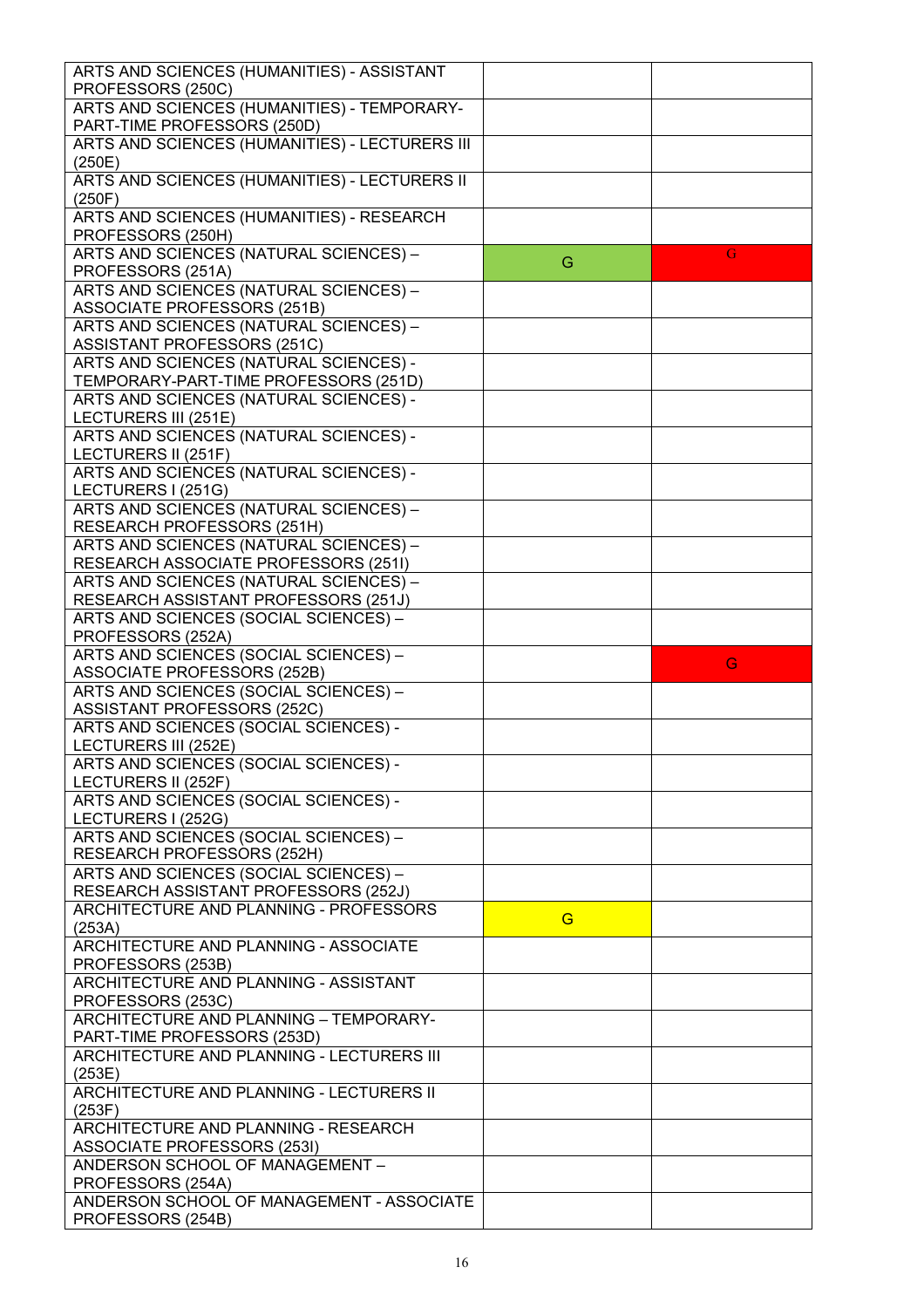| | | |
|---|---|---|
| ARTS AND SCIENCES (HUMANITIES) - ASSISTANT PROFESSORS (250C) | | |
| ARTS AND SCIENCES (HUMANITIES) - TEMPORARY-PART-TIME PROFESSORS (250D) | | |
| ARTS AND SCIENCES (HUMANITIES) - LECTURERS III (250E) | | |
| ARTS AND SCIENCES (HUMANITIES) - LECTURERS II (250F) | | |
| ARTS AND SCIENCES (HUMANITIES) - RESEARCH PROFESSORS (250H) | | |
| ARTS AND SCIENCES (NATURAL SCIENCES) – PROFESSORS (251A) | G | G |
| ARTS AND SCIENCES (NATURAL SCIENCES) – ASSOCIATE PROFESSORS (251B) | | |
| ARTS AND SCIENCES (NATURAL SCIENCES) – ASSISTANT PROFESSORS (251C) | | |
| ARTS AND SCIENCES (NATURAL SCIENCES) - TEMPORARY-PART-TIME PROFESSORS (251D) | | |
| ARTS AND SCIENCES (NATURAL SCIENCES) - LECTURERS III (251E) | | |
| ARTS AND SCIENCES (NATURAL SCIENCES) - LECTURERS II (251F) | | |
| ARTS AND SCIENCES (NATURAL SCIENCES) - LECTURERS I (251G) | | |
| ARTS AND SCIENCES (NATURAL SCIENCES) – RESEARCH PROFESSORS (251H) | | |
| ARTS AND SCIENCES (NATURAL SCIENCES) – RESEARCH ASSOCIATE PROFESSORS (251I) | | |
| ARTS AND SCIENCES (NATURAL SCIENCES) – RESEARCH ASSISTANT PROFESSORS (251J) | | |
| ARTS AND SCIENCES (SOCIAL SCIENCES) – PROFESSORS (252A) | | |
| ARTS AND SCIENCES (SOCIAL SCIENCES) – ASSOCIATE PROFESSORS (252B) | | G |
| ARTS AND SCIENCES (SOCIAL SCIENCES) – ASSISTANT PROFESSORS (252C) | | |
| ARTS AND SCIENCES (SOCIAL SCIENCES) - LECTURERS III (252E) | | |
| ARTS AND SCIENCES (SOCIAL SCIENCES) - LECTURERS II (252F) | | |
| ARTS AND SCIENCES (SOCIAL SCIENCES) - LECTURERS I (252G) | | |
| ARTS AND SCIENCES (SOCIAL SCIENCES) – RESEARCH PROFESSORS (252H) | | |
| ARTS AND SCIENCES (SOCIAL SCIENCES) – RESEARCH ASSISTANT PROFESSORS (252J) | | |
| ARCHITECTURE AND PLANNING - PROFESSORS (253A) | G | |
| ARCHITECTURE AND PLANNING - ASSOCIATE PROFESSORS (253B) | | |
| ARCHITECTURE AND PLANNING - ASSISTANT PROFESSORS (253C) | | |
| ARCHITECTURE AND PLANNING – TEMPORARY-PART-TIME PROFESSORS (253D) | | |
| ARCHITECTURE AND PLANNING - LECTURERS III (253E) | | |
| ARCHITECTURE AND PLANNING - LECTURERS II (253F) | | |
| ARCHITECTURE AND PLANNING - RESEARCH ASSOCIATE PROFESSORS (253I) | | |
| ANDERSON SCHOOL OF MANAGEMENT – PROFESSORS (254A) | | |
| ANDERSON SCHOOL OF MANAGEMENT - ASSOCIATE PROFESSORS (254B) | | |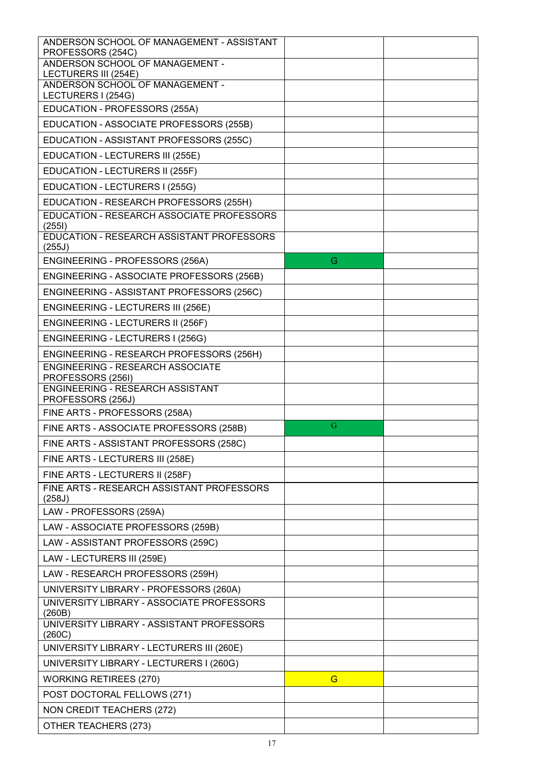| | | |
|---|---|---|
| ANDERSON SCHOOL OF MANAGEMENT - ASSISTANT PROFESSORS (254C) | | |
| ANDERSON SCHOOL OF MANAGEMENT - LECTURERS III (254E) | | |
| ANDERSON SCHOOL OF MANAGEMENT - LECTURERS I (254G) | | |
| EDUCATION - PROFESSORS (255A) | | |
| EDUCATION - ASSOCIATE PROFESSORS (255B) | | |
| EDUCATION - ASSISTANT PROFESSORS (255C) | | |
| EDUCATION - LECTURERS III (255E) | | |
| EDUCATION - LECTURERS II (255F) | | |
| EDUCATION - LECTURERS I (255G) | | |
| EDUCATION - RESEARCH PROFESSORS (255H) | | |
| EDUCATION - RESEARCH ASSOCIATE PROFESSORS (255I) | | |
| EDUCATION - RESEARCH ASSISTANT PROFESSORS (255J) | | |
| ENGINEERING - PROFESSORS (256A) | G | |
| ENGINEERING - ASSOCIATE PROFESSORS (256B) | | |
| ENGINEERING - ASSISTANT PROFESSORS (256C) | | |
| ENGINEERING - LECTURERS III (256E) | | |
| ENGINEERING - LECTURERS II (256F) | | |
| ENGINEERING - LECTURERS I (256G) | | |
| ENGINEERING - RESEARCH PROFESSORS (256H) | | |
| ENGINEERING - RESEARCH ASSOCIATE PROFESSORS (256I) | | |
| ENGINEERING - RESEARCH ASSISTANT PROFESSORS (256J) | | |
| FINE ARTS - PROFESSORS (258A) | | |
| FINE ARTS - ASSOCIATE PROFESSORS (258B) | G | |
| FINE ARTS - ASSISTANT PROFESSORS (258C) | | |
| FINE ARTS - LECTURERS III (258E) | | |
| FINE ARTS - LECTURERS II (258F) | | |
| FINE ARTS - RESEARCH ASSISTANT PROFESSORS (258J) | | |
| LAW - PROFESSORS (259A) | | |
| LAW - ASSOCIATE PROFESSORS (259B) | | |
| LAW - ASSISTANT PROFESSORS (259C) | | |
| LAW - LECTURERS III (259E) | | |
| LAW - RESEARCH PROFESSORS (259H) | | |
| UNIVERSITY LIBRARY - PROFESSORS (260A) | | |
| UNIVERSITY LIBRARY - ASSOCIATE PROFESSORS (260B) | | |
| UNIVERSITY LIBRARY - ASSISTANT PROFESSORS (260C) | | |
| UNIVERSITY LIBRARY - LECTURERS III (260E) | | |
| UNIVERSITY LIBRARY - LECTURERS I (260G) | | |
| WORKING RETIREES (270) | G | |
| POST DOCTORAL FELLOWS (271) | | |
| NON CREDIT TEACHERS (272) | | |
| OTHER TEACHERS (273) | | |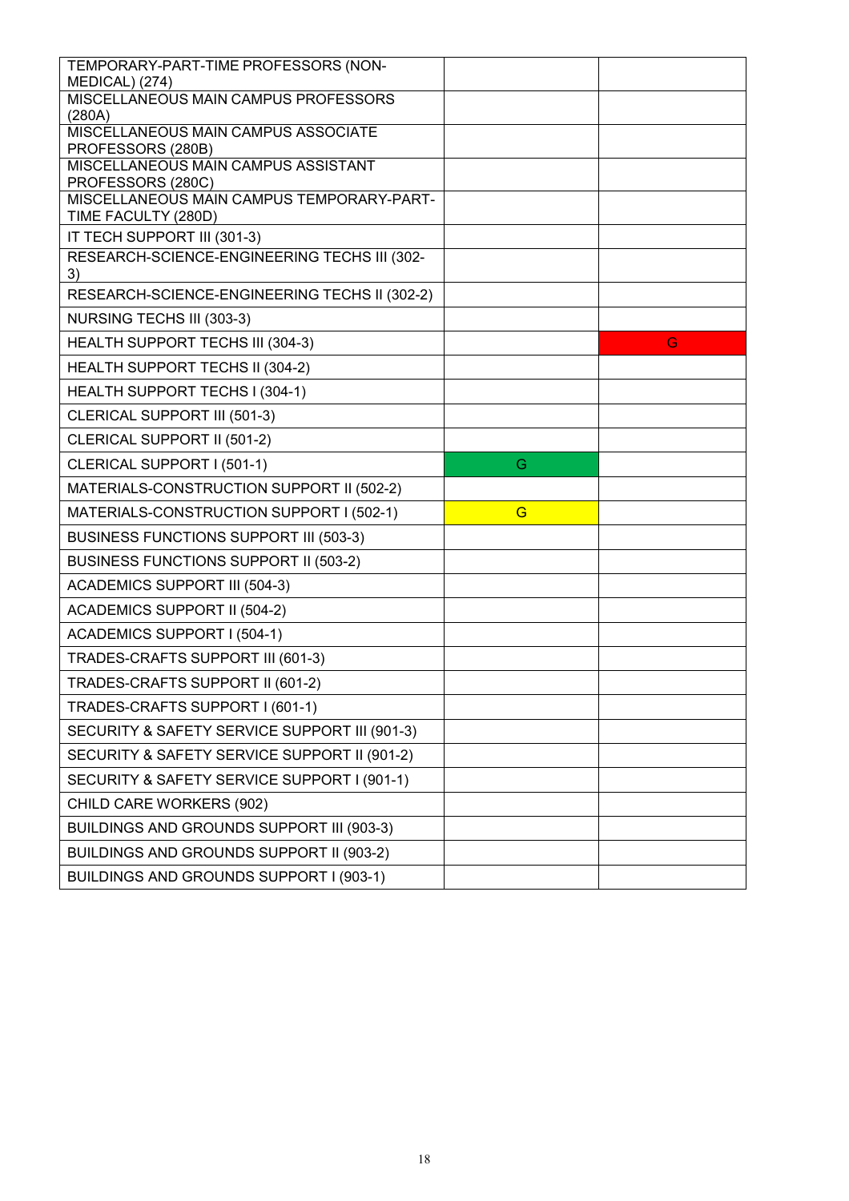| | | |
|---|---|---|
| TEMPORARY-PART-TIME PROFESSORS (NON-MEDICAL) (274) | | |
| MISCELLANEOUS MAIN CAMPUS PROFESSORS (280A) | | |
| MISCELLANEOUS MAIN CAMPUS ASSOCIATE PROFESSORS (280B) | | |
| MISCELLANEOUS MAIN CAMPUS ASSISTANT PROFESSORS (280C) | | |
| MISCELLANEOUS MAIN CAMPUS TEMPORARY-PART-TIME FACULTY (280D) | | |
| IT TECH SUPPORT III (301-3) | | |
| RESEARCH-SCIENCE-ENGINEERING TECHS III (302-3) | | |
| RESEARCH-SCIENCE-ENGINEERING TECHS II (302-2) | | |
| NURSING TECHS III (303-3) | | |
| HEALTH SUPPORT TECHS III (304-3) | | G |
| HEALTH SUPPORT TECHS II (304-2) | | |
| HEALTH SUPPORT TECHS I (304-1) | | |
| CLERICAL SUPPORT III (501-3) | | |
| CLERICAL SUPPORT II (501-2) | | |
| CLERICAL SUPPORT I (501-1) | G | |
| MATERIALS-CONSTRUCTION SUPPORT II (502-2) | | |
| MATERIALS-CONSTRUCTION SUPPORT I (502-1) | G | |
| BUSINESS FUNCTIONS SUPPORT III (503-3) | | |
| BUSINESS FUNCTIONS SUPPORT II (503-2) | | |
| ACADEMICS SUPPORT III (504-3) | | |
| ACADEMICS SUPPORT II (504-2) | | |
| ACADEMICS SUPPORT I (504-1) | | |
| TRADES-CRAFTS SUPPORT III (601-3) | | |
| TRADES-CRAFTS SUPPORT II (601-2) | | |
| TRADES-CRAFTS SUPPORT I (601-1) | | |
| SECURITY & SAFETY SERVICE SUPPORT III (901-3) | | |
| SECURITY & SAFETY SERVICE SUPPORT II (901-2) | | |
| SECURITY & SAFETY SERVICE SUPPORT I (901-1) | | |
| CHILD CARE WORKERS (902) | | |
| BUILDINGS AND GROUNDS SUPPORT III (903-3) | | |
| BUILDINGS AND GROUNDS SUPPORT II (903-2) | | |
| BUILDINGS AND GROUNDS SUPPORT I (903-1) | | |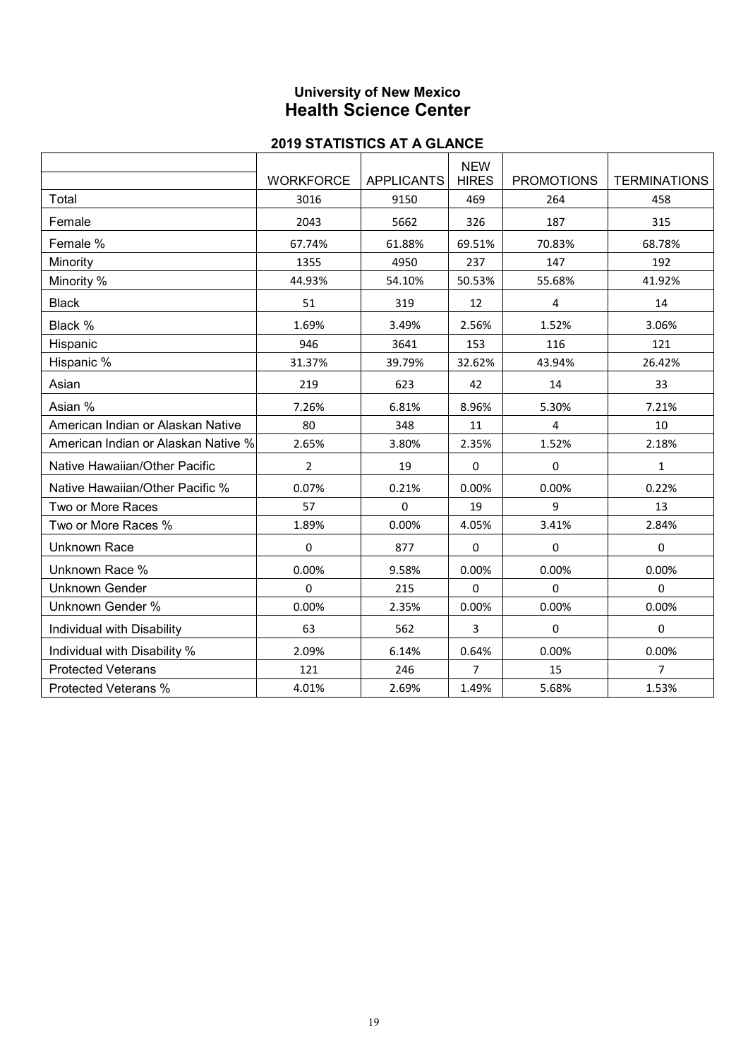### University of New Mexico
## Health Science Center

### 2019 STATISTICS AT A GLANCE

| | WORKFORCE | APPLICANTS | NEW HIRES | PROMOTIONS | TERMINATIONS |
|---|---|---|---|---|---|
| Total | 3016 | 9150 | 469 | 264 | 458 |
| Female | 2043 | 5662 | 326 | 187 | 315 |
| Female % | 67.74% | 61.88% | 69.51% | 70.83% | 68.78% |
| Minority | 1355 | 4950 | 237 | 147 | 192 |
| Minority % | 44.93% | 54.10% | 50.53% | 55.68% | 41.92% |
| Black | 51 | 319 | 12 | 4 | 14 |
| Black % | 1.69% | 3.49% | 2.56% | 1.52% | 3.06% |
| Hispanic | 946 | 3641 | 153 | 116 | 121 |
| Hispanic % | 31.37% | 39.79% | 32.62% | 43.94% | 26.42% |
| Asian | 219 | 623 | 42 | 14 | 33 |
| Asian % | 7.26% | 6.81% | 8.96% | 5.30% | 7.21% |
| American Indian or Alaskan Native | 80 | 348 | 11 | 4 | 10 |
| American Indian or Alaskan Native % | 2.65% | 3.80% | 2.35% | 1.52% | 2.18% |
| Native Hawaiian/Other Pacific | 2 | 19 | 0 | 0 | 1 |
| Native Hawaiian/Other Pacific % | 0.07% | 0.21% | 0.00% | 0.00% | 0.22% |
| Two or More Races | 57 | 0 | 19 | 9 | 13 |
| Two or More Races % | 1.89% | 0.00% | 4.05% | 3.41% | 2.84% |
| Unknown Race | 0 | 877 | 0 | 0 | 0 |
| Unknown Race % | 0.00% | 9.58% | 0.00% | 0.00% | 0.00% |
| Unknown Gender | 0 | 215 | 0 | 0 | 0 |
| Unknown Gender % | 0.00% | 2.35% | 0.00% | 0.00% | 0.00% |
| Individual with Disability | 63 | 562 | 3 | 0 | 0 |
| Individual with Disability % | 2.09% | 6.14% | 0.64% | 0.00% | 0.00% |
| Protected Veterans | 121 | 246 | 7 | 15 | 7 |
| Protected Veterans % | 4.01% | 2.69% | 1.49% | 5.68% | 1.53% |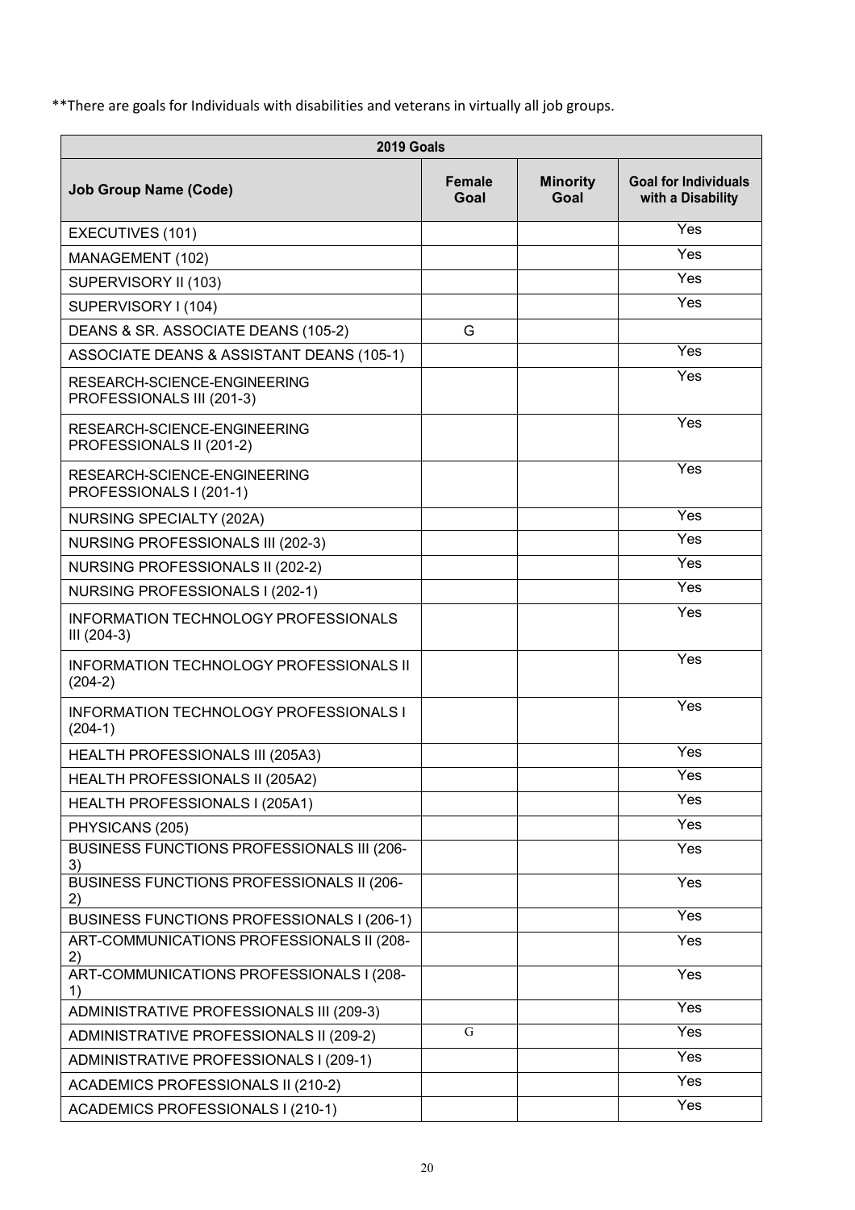**There are goals for Individuals with disabilities and veterans in virtually all job groups.

| 2019 Goals | | | |
|---|---|---|---|
| **Job Group Name (Code)** | **Female Goal** | **Minority Goal** | **Goal for Individuals with a Disability** |
| EXECUTIVES (101) | | | Yes |
| MANAGEMENT (102) | | | Yes |
| SUPERVISORY II (103) | | | Yes |
| SUPERVISORY I (104) | | | Yes |
| DEANS & SR. ASSOCIATE DEANS (105-2) | G | | |
| ASSOCIATE DEANS & ASSISTANT DEANS (105-1) | | | Yes |
| RESEARCH-SCIENCE-ENGINEERING PROFESSIONALS III (201-3) | | | Yes |
| RESEARCH-SCIENCE-ENGINEERING PROFESSIONALS II (201-2) | | | Yes |
| RESEARCH-SCIENCE-ENGINEERING PROFESSIONALS I (201-1) | | | Yes |
| NURSING SPECIALTY (202A) | | | Yes |
| NURSING PROFESSIONALS III (202-3) | | | Yes |
| NURSING PROFESSIONALS II (202-2) | | | Yes |
| NURSING PROFESSIONALS I (202-1) | | | Yes |
| INFORMATION TECHNOLOGY PROFESSIONALS III (204-3) | | | Yes |
| INFORMATION TECHNOLOGY PROFESSIONALS II (204-2) | | | Yes |
| INFORMATION TECHNOLOGY PROFESSIONALS I (204-1) | | | Yes |
| HEALTH PROFESSIONALS III (205A3) | | | Yes |
| HEALTH PROFESSIONALS II (205A2) | | | Yes |
| HEALTH PROFESSIONALS I (205A1) | | | Yes |
| PHYSICANS (205) | | | Yes |
| BUSINESS FUNCTIONS PROFESSIONALS III (206-3) | | | Yes |
| BUSINESS FUNCTIONS PROFESSIONALS II (206-2) | | | Yes |
| BUSINESS FUNCTIONS PROFESSIONALS I (206-1) | | | Yes |
| ART-COMMUNICATIONS PROFESSIONALS II (208-2) | | | Yes |
| ART-COMMUNICATIONS PROFESSIONALS I (208-1) | | | Yes |
| ADMINISTRATIVE PROFESSIONALS III (209-3) | | | Yes |
| ADMINISTRATIVE PROFESSIONALS II (209-2) | G | | Yes |
| ADMINISTRATIVE PROFESSIONALS I (209-1) | | | Yes |
| ACADEMICS PROFESSIONALS II (210-2) | | | Yes |
| ACADEMICS PROFESSIONALS I (210-1) | | | Yes |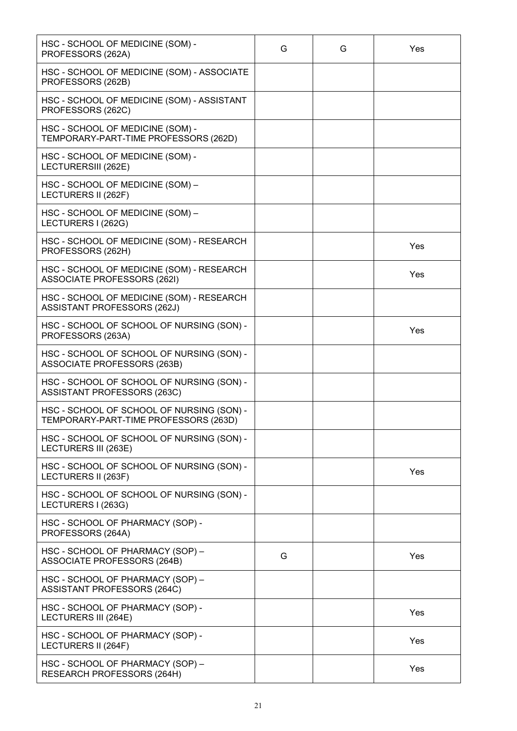| | | | |
|---|---|---|---|
| HSC - SCHOOL OF MEDICINE (SOM) - PROFESSORS (262A) | G | G | Yes |
| HSC - SCHOOL OF MEDICINE (SOM) - ASSOCIATE PROFESSORS (262B) | | | |
| HSC - SCHOOL OF MEDICINE (SOM) - ASSISTANT PROFESSORS (262C) | | | |
| HSC - SCHOOL OF MEDICINE (SOM) - TEMPORARY-PART-TIME PROFESSORS (262D) | | | |
| HSC - SCHOOL OF MEDICINE (SOM) - LECTURERSIII (262E) | | | |
| HSC - SCHOOL OF MEDICINE (SOM) – LECTURERS II (262F) | | | |
| HSC - SCHOOL OF MEDICINE (SOM) – LECTURERS I (262G) | | | |
| HSC - SCHOOL OF MEDICINE (SOM) - RESEARCH PROFESSORS (262H) | | | Yes |
| HSC - SCHOOL OF MEDICINE (SOM) - RESEARCH ASSOCIATE PROFESSORS (262I) | | | Yes |
| HSC - SCHOOL OF MEDICINE (SOM) - RESEARCH ASSISTANT PROFESSORS (262J) | | | |
| HSC - SCHOOL OF SCHOOL OF NURSING (SON) - PROFESSORS (263A) | | | Yes |
| HSC - SCHOOL OF SCHOOL OF NURSING (SON) - ASSOCIATE PROFESSORS (263B) | | | |
| HSC - SCHOOL OF SCHOOL OF NURSING (SON) - ASSISTANT PROFESSORS (263C) | | | |
| HSC - SCHOOL OF SCHOOL OF NURSING (SON) - TEMPORARY-PART-TIME PROFESSORS (263D) | | | |
| HSC - SCHOOL OF SCHOOL OF NURSING (SON) - LECTURERS III (263E) | | | |
| HSC - SCHOOL OF SCHOOL OF NURSING (SON) - LECTURERS II (263F) | | | Yes |
| HSC - SCHOOL OF SCHOOL OF NURSING (SON) - LECTURERS I (263G) | | | |
| HSC - SCHOOL OF PHARMACY (SOP) - PROFESSORS (264A) | | | |
| HSC - SCHOOL OF PHARMACY (SOP) – ASSOCIATE PROFESSORS (264B) | G | | Yes |
| HSC - SCHOOL OF PHARMACY (SOP) – ASSISTANT PROFESSORS (264C) | | | |
| HSC - SCHOOL OF PHARMACY (SOP) - LECTURERS III (264E) | | | Yes |
| HSC - SCHOOL OF PHARMACY (SOP) - LECTURERS II (264F) | | | Yes |
| HSC - SCHOOL OF PHARMACY (SOP) – RESEARCH PROFESSORS (264H) | | | Yes |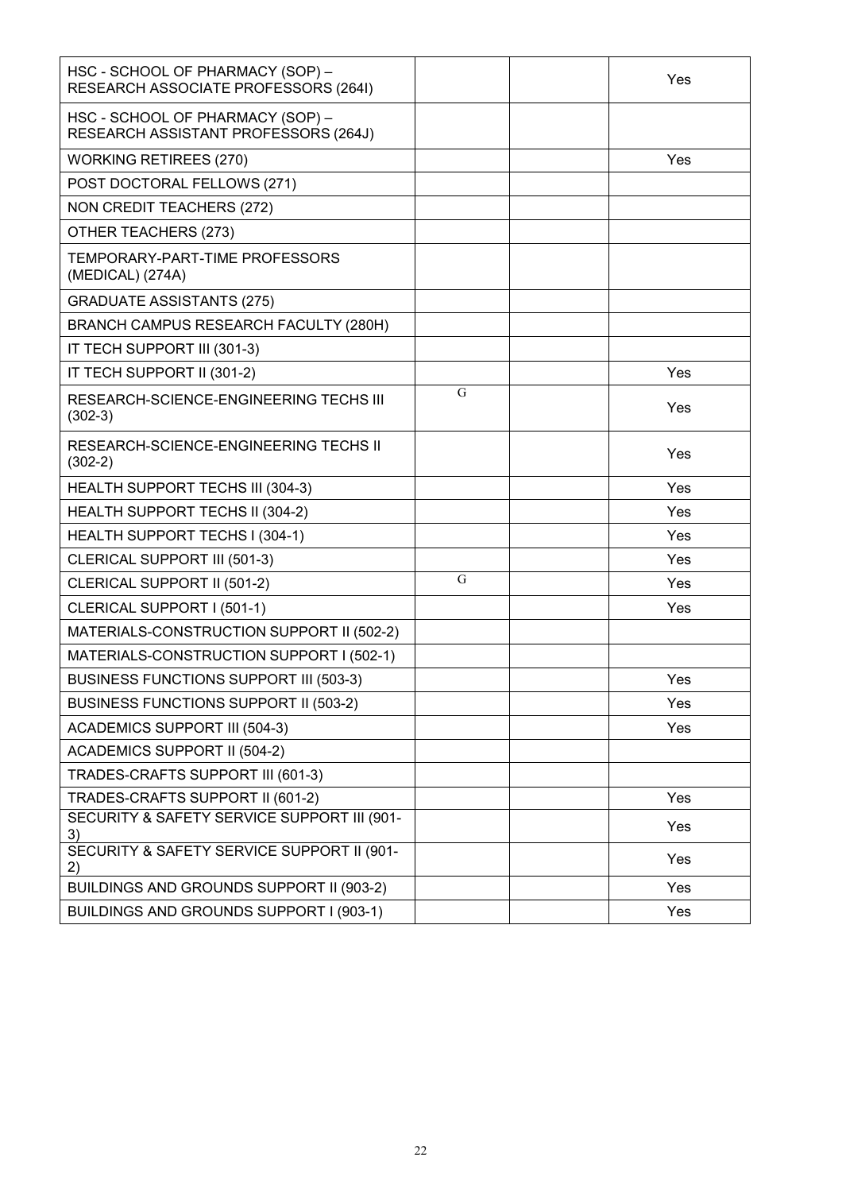| | | | |
|---|---|---|---|
| HSC - SCHOOL OF PHARMACY (SOP) – RESEARCH ASSOCIATE PROFESSORS (264I) | | | Yes |
| HSC - SCHOOL OF PHARMACY (SOP) – RESEARCH ASSISTANT PROFESSORS (264J) | | | |
| WORKING RETIREES (270) | | | Yes |
| POST DOCTORAL FELLOWS (271) | | | |
| NON CREDIT TEACHERS (272) | | | |
| OTHER TEACHERS (273) | | | |
| TEMPORARY-PART-TIME PROFESSORS (MEDICAL) (274A) | | | |
| GRADUATE ASSISTANTS (275) | | | |
| BRANCH CAMPUS RESEARCH FACULTY (280H) | | | |
| IT TECH SUPPORT III (301-3) | | | |
| IT TECH SUPPORT II (301-2) | | | Yes |
| RESEARCH-SCIENCE-ENGINEERING TECHS III (302-3) | G | | Yes |
| RESEARCH-SCIENCE-ENGINEERING TECHS II (302-2) | | | Yes |
| HEALTH SUPPORT TECHS III (304-3) | | | Yes |
| HEALTH SUPPORT TECHS II (304-2) | | | Yes |
| HEALTH SUPPORT TECHS I (304-1) | | | Yes |
| CLERICAL SUPPORT III (501-3) | | | Yes |
| CLERICAL SUPPORT II (501-2) | G | | Yes |
| CLERICAL SUPPORT I (501-1) | | | Yes |
| MATERIALS-CONSTRUCTION SUPPORT II (502-2) | | | |
| MATERIALS-CONSTRUCTION SUPPORT I (502-1) | | | |
| BUSINESS FUNCTIONS SUPPORT III (503-3) | | | Yes |
| BUSINESS FUNCTIONS SUPPORT II (503-2) | | | Yes |
| ACADEMICS SUPPORT III (504-3) | | | Yes |
| ACADEMICS SUPPORT II (504-2) | | | |
| TRADES-CRAFTS SUPPORT III (601-3) | | | |
| TRADES-CRAFTS SUPPORT II (601-2) | | | Yes |
| SECURITY & SAFETY SERVICE SUPPORT III (901-3) | | | Yes |
| SECURITY & SAFETY SERVICE SUPPORT II (901-2) | | | Yes |
| BUILDINGS AND GROUNDS SUPPORT II (903-2) | | | Yes |
| BUILDINGS AND GROUNDS SUPPORT I (903-1) | | | Yes |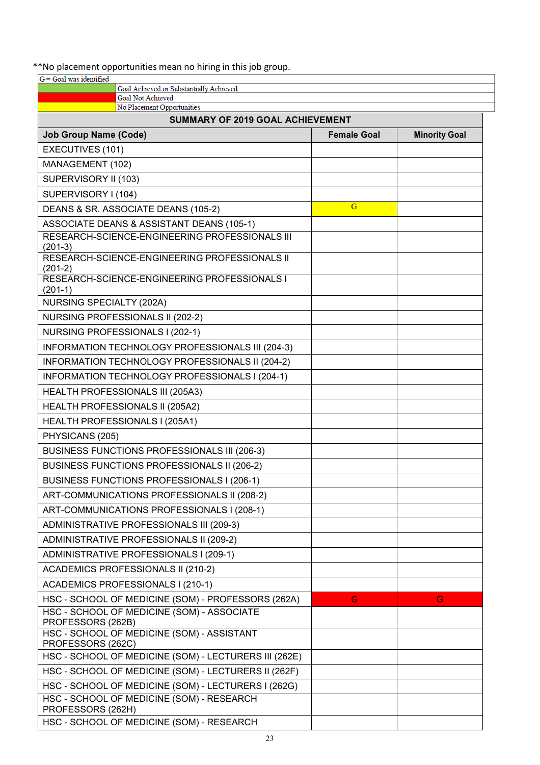**No placement opportunities mean no hiring in this job group.

| G = Goal was identified | |
|---|---|
| (green) | Goal Achieved or Substantially Achieved |
| (red) | Goal Not Achieved |
| (yellow) | No Placement Opportunities |

| SUMMARY OF 2019 GOAL ACHIEVEMENT | | |
|---|---|---|
| **Job Group Name (Code)** | **Female Goal** | **Minority Goal** |
| EXECUTIVES (101) | | |
| MANAGEMENT (102) | | |
| SUPERVISORY II (103) | | |
| SUPERVISORY I (104) | | |
| DEANS & SR. ASSOCIATE DEANS (105-2) | G (yellow) | |
| ASSOCIATE DEANS & ASSISTANT DEANS (105-1) | | |
| RESEARCH-SCIENCE-ENGINEERING PROFESSIONALS III (201-3) | | |
| RESEARCH-SCIENCE-ENGINEERING PROFESSIONALS II (201-2) | | |
| RESEARCH-SCIENCE-ENGINEERING PROFESSIONALS I (201-1) | | |
| NURSING SPECIALTY (202A) | | |
| NURSING PROFESSIONALS II (202-2) | | |
| NURSING PROFESSIONALS I (202-1) | | |
| INFORMATION TECHNOLOGY PROFESSIONALS III (204-3) | | |
| INFORMATION TECHNOLOGY PROFESSIONALS II (204-2) | | |
| INFORMATION TECHNOLOGY PROFESSIONALS I (204-1) | | |
| HEALTH PROFESSIONALS III (205A3) | | |
| HEALTH PROFESSIONALS II (205A2) | | |
| HEALTH PROFESSIONALS I (205A1) | | |
| PHYSICANS (205) | | |
| BUSINESS FUNCTIONS PROFESSIONALS III (206-3) | | |
| BUSINESS FUNCTIONS PROFESSIONALS II (206-2) | | |
| BUSINESS FUNCTIONS PROFESSIONALS I (206-1) | | |
| ART-COMMUNICATIONS PROFESSIONALS II (208-2) | | |
| ART-COMMUNICATIONS PROFESSIONALS I (208-1) | | |
| ADMINISTRATIVE PROFESSIONALS III (209-3) | | |
| ADMINISTRATIVE PROFESSIONALS II (209-2) | | |
| ADMINISTRATIVE PROFESSIONALS I (209-1) | | |
| ACADEMICS PROFESSIONALS II (210-2) | | |
| ACADEMICS PROFESSIONALS I (210-1) | | |
| HSC - SCHOOL OF MEDICINE (SOM) - PROFESSORS (262A) | G (red) | G (red) |
| HSC - SCHOOL OF MEDICINE (SOM) - ASSOCIATE PROFESSORS (262B) | | |
| HSC - SCHOOL OF MEDICINE (SOM) - ASSISTANT PROFESSORS (262C) | | |
| HSC - SCHOOL OF MEDICINE (SOM) - LECTURERS III (262E) | | |
| HSC - SCHOOL OF MEDICINE (SOM) - LECTURERS II (262F) | | |
| HSC - SCHOOL OF MEDICINE (SOM) - LECTURERS I (262G) | | |
| HSC - SCHOOL OF MEDICINE (SOM) - RESEARCH PROFESSORS (262H) | | |
| HSC - SCHOOL OF MEDICINE (SOM) - RESEARCH | | |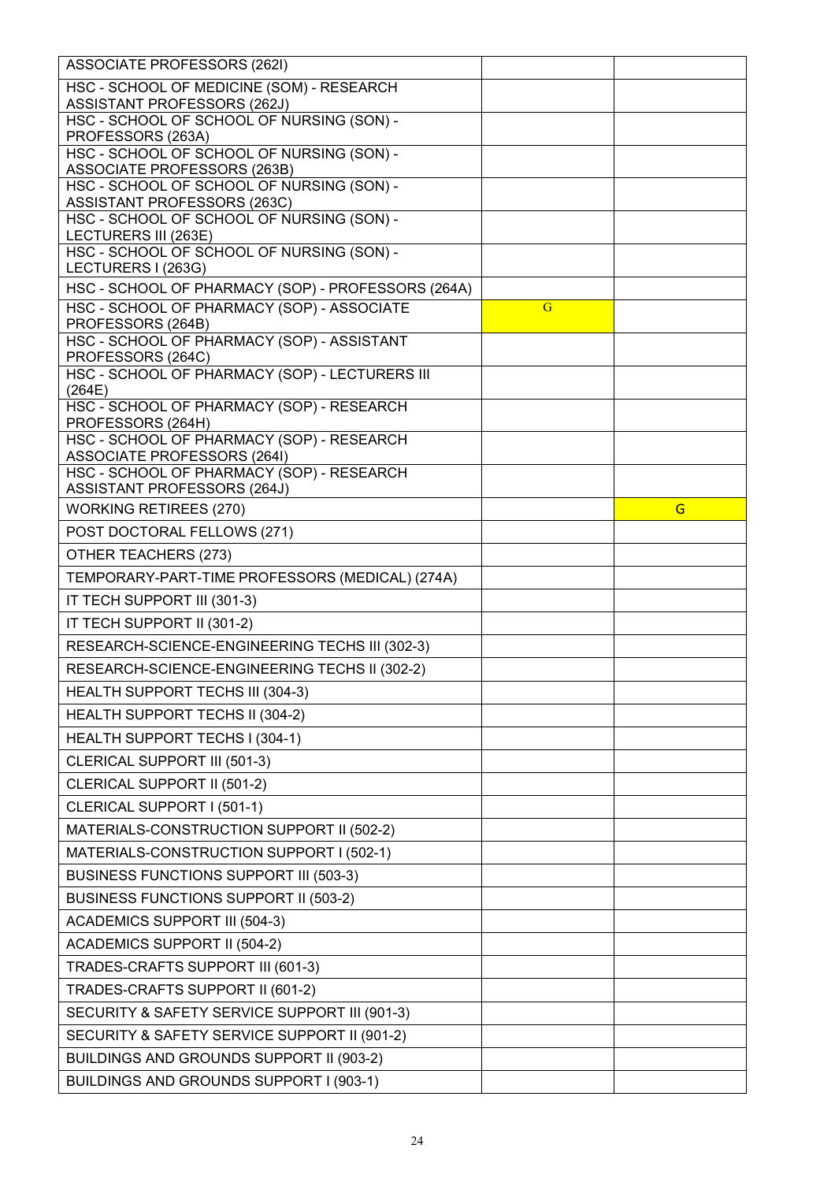| | | |
|---|---|---|
| ASSOCIATE PROFESSORS (262I) | | |
| HSC - SCHOOL OF MEDICINE (SOM) - RESEARCH ASSISTANT PROFESSORS (262J) | | |
| HSC - SCHOOL OF SCHOOL OF NURSING (SON) - PROFESSORS (263A) | | |
| HSC - SCHOOL OF SCHOOL OF NURSING (SON) - ASSOCIATE PROFESSORS (263B) | | |
| HSC - SCHOOL OF SCHOOL OF NURSING (SON) - ASSISTANT PROFESSORS (263C) | | |
| HSC - SCHOOL OF SCHOOL OF NURSING (SON) - LECTURERS III (263E) | | |
| HSC - SCHOOL OF SCHOOL OF NURSING (SON) - LECTURERS I (263G) | | |
| HSC - SCHOOL OF PHARMACY (SOP) - PROFESSORS (264A) | | |
| HSC - SCHOOL OF PHARMACY (SOP) - ASSOCIATE PROFESSORS (264B) | G | |
| HSC - SCHOOL OF PHARMACY (SOP) - ASSISTANT PROFESSORS (264C) | | |
| HSC - SCHOOL OF PHARMACY (SOP) - LECTURERS III (264E) | | |
| HSC - SCHOOL OF PHARMACY (SOP) - RESEARCH PROFESSORS (264H) | | |
| HSC - SCHOOL OF PHARMACY (SOP) - RESEARCH ASSOCIATE PROFESSORS (264I) | | |
| HSC - SCHOOL OF PHARMACY (SOP) - RESEARCH ASSISTANT PROFESSORS (264J) | | |
| WORKING RETIREES (270) | | G |
| POST DOCTORAL FELLOWS (271) | | |
| OTHER TEACHERS (273) | | |
| TEMPORARY-PART-TIME PROFESSORS (MEDICAL) (274A) | | |
| IT TECH SUPPORT III (301-3) | | |
| IT TECH SUPPORT II (301-2) | | |
| RESEARCH-SCIENCE-ENGINEERING TECHS III (302-3) | | |
| RESEARCH-SCIENCE-ENGINEERING TECHS II (302-2) | | |
| HEALTH SUPPORT TECHS III (304-3) | | |
| HEALTH SUPPORT TECHS II (304-2) | | |
| HEALTH SUPPORT TECHS I (304-1) | | |
| CLERICAL SUPPORT III (501-3) | | |
| CLERICAL SUPPORT II (501-2) | | |
| CLERICAL SUPPORT I (501-1) | | |
| MATERIALS-CONSTRUCTION SUPPORT II (502-2) | | |
| MATERIALS-CONSTRUCTION SUPPORT I (502-1) | | |
| BUSINESS FUNCTIONS SUPPORT III (503-3) | | |
| BUSINESS FUNCTIONS SUPPORT II (503-2) | | |
| ACADEMICS SUPPORT III (504-3) | | |
| ACADEMICS SUPPORT II (504-2) | | |
| TRADES-CRAFTS SUPPORT III (601-3) | | |
| TRADES-CRAFTS SUPPORT II (601-2) | | |
| SECURITY & SAFETY SERVICE SUPPORT III (901-3) | | |
| SECURITY & SAFETY SERVICE SUPPORT II (901-2) | | |
| BUILDINGS AND GROUNDS SUPPORT II (903-2) | | |
| BUILDINGS AND GROUNDS SUPPORT I (903-1) | | |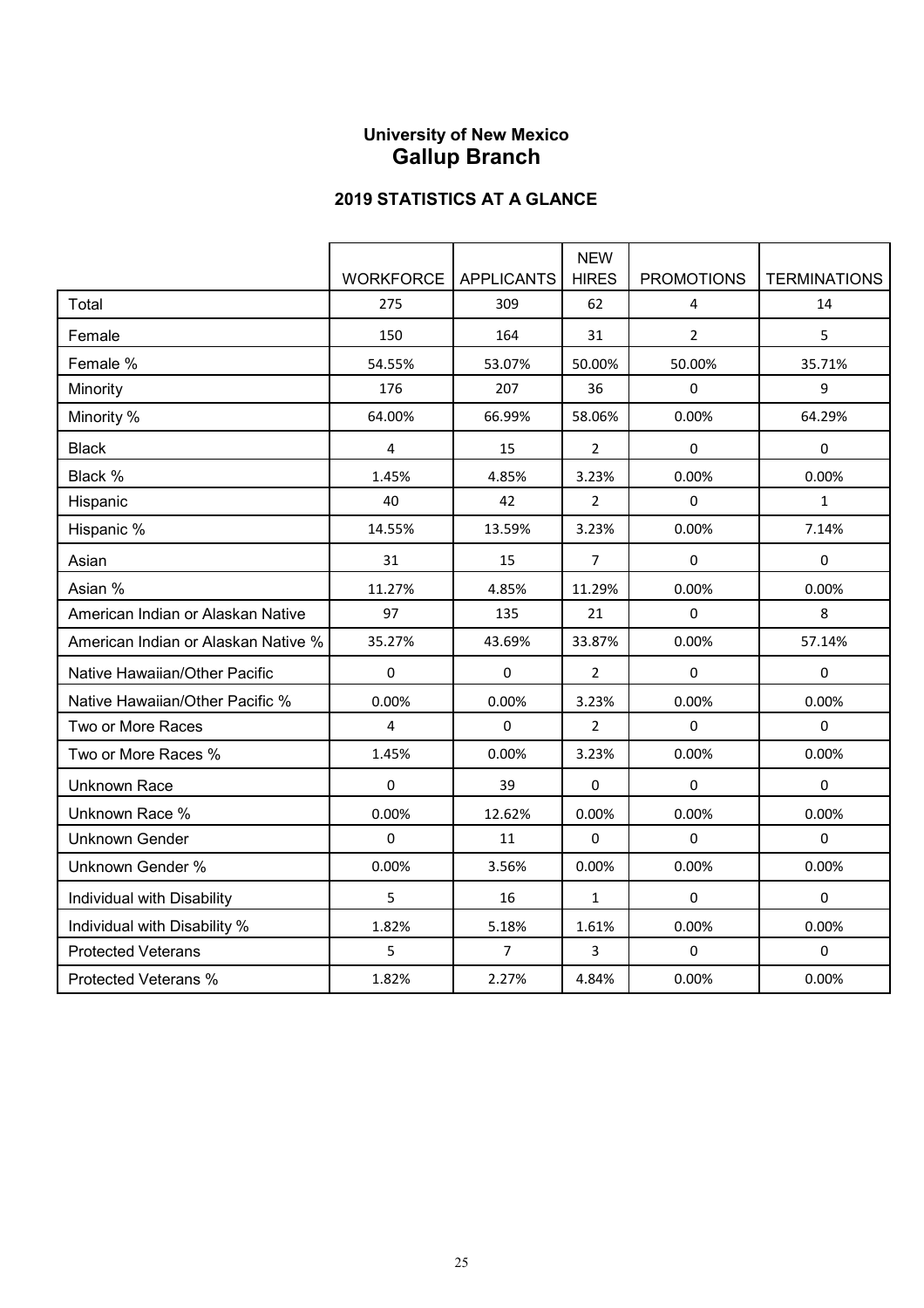## University of New Mexico
# Gallup Branch

### 2019 STATISTICS AT A GLANCE

| | WORKFORCE | APPLICANTS | NEW HIRES | PROMOTIONS | TERMINATIONS |
|---|---|---|---|---|---|
| Total | 275 | 309 | 62 | 4 | 14 |
| Female | 150 | 164 | 31 | 2 | 5 |
| Female % | 54.55% | 53.07% | 50.00% | 50.00% | 35.71% |
| Minority | 176 | 207 | 36 | 0 | 9 |
| Minority % | 64.00% | 66.99% | 58.06% | 0.00% | 64.29% |
| Black | 4 | 15 | 2 | 0 | 0 |
| Black % | 1.45% | 4.85% | 3.23% | 0.00% | 0.00% |
| Hispanic | 40 | 42 | 2 | 0 | 1 |
| Hispanic % | 14.55% | 13.59% | 3.23% | 0.00% | 7.14% |
| Asian | 31 | 15 | 7 | 0 | 0 |
| Asian % | 11.27% | 4.85% | 11.29% | 0.00% | 0.00% |
| American Indian or Alaskan Native | 97 | 135 | 21 | 0 | 8 |
| American Indian or Alaskan Native % | 35.27% | 43.69% | 33.87% | 0.00% | 57.14% |
| Native Hawaiian/Other Pacific | 0 | 0 | 2 | 0 | 0 |
| Native Hawaiian/Other Pacific % | 0.00% | 0.00% | 3.23% | 0.00% | 0.00% |
| Two or More Races | 4 | 0 | 2 | 0 | 0 |
| Two or More Races % | 1.45% | 0.00% | 3.23% | 0.00% | 0.00% |
| Unknown Race | 0 | 39 | 0 | 0 | 0 |
| Unknown Race % | 0.00% | 12.62% | 0.00% | 0.00% | 0.00% |
| Unknown Gender | 0 | 11 | 0 | 0 | 0 |
| Unknown Gender % | 0.00% | 3.56% | 0.00% | 0.00% | 0.00% |
| Individual with Disability | 5 | 16 | 1 | 0 | 0 |
| Individual with Disability % | 1.82% | 5.18% | 1.61% | 0.00% | 0.00% |
| Protected Veterans | 5 | 7 | 3 | 0 | 0 |
| Protected Veterans % | 1.82% | 2.27% | 4.84% | 0.00% | 0.00% |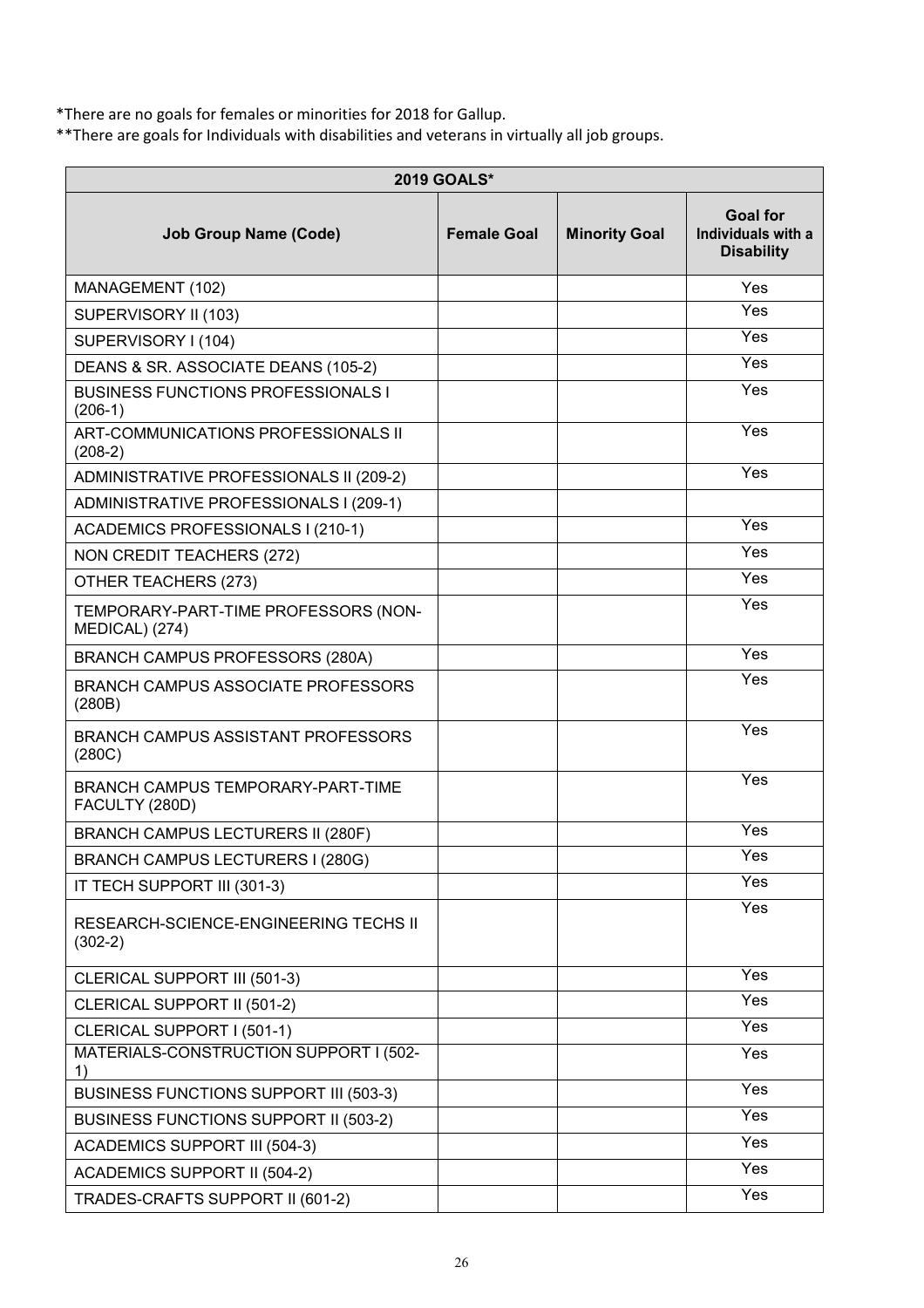*There are no goals for females or minorities for 2018 for Gallup.
**There are goals for Individuals with disabilities and veterans in virtually all job groups.

| 2019 GOALS* | | | |
|---|---|---|---|
| **Job Group Name (Code)** | **Female Goal** | **Minority Goal** | **Goal for Individuals with a Disability** |
| MANAGEMENT (102) | | | Yes |
| SUPERVISORY II (103) | | | Yes |
| SUPERVISORY I (104) | | | Yes |
| DEANS & SR. ASSOCIATE DEANS (105-2) | | | Yes |
| BUSINESS FUNCTIONS PROFESSIONALS I (206-1) | | | Yes |
| ART-COMMUNICATIONS PROFESSIONALS II (208-2) | | | Yes |
| ADMINISTRATIVE PROFESSIONALS II (209-2) | | | Yes |
| ADMINISTRATIVE PROFESSIONALS I (209-1) | | | |
| ACADEMICS PROFESSIONALS I (210-1) | | | Yes |
| NON CREDIT TEACHERS (272) | | | Yes |
| OTHER TEACHERS (273) | | | Yes |
| TEMPORARY-PART-TIME PROFESSORS (NON-MEDICAL) (274) | | | Yes |
| BRANCH CAMPUS PROFESSORS (280A) | | | Yes |
| BRANCH CAMPUS ASSOCIATE PROFESSORS (280B) | | | Yes |
| BRANCH CAMPUS ASSISTANT PROFESSORS (280C) | | | Yes |
| BRANCH CAMPUS TEMPORARY-PART-TIME FACULTY (280D) | | | Yes |
| BRANCH CAMPUS LECTURERS II (280F) | | | Yes |
| BRANCH CAMPUS LECTURERS I (280G) | | | Yes |
| IT TECH SUPPORT III (301-3) | | | Yes |
| RESEARCH-SCIENCE-ENGINEERING TECHS II (302-2) | | | Yes |
| CLERICAL SUPPORT III (501-3) | | | Yes |
| CLERICAL SUPPORT II (501-2) | | | Yes |
| CLERICAL SUPPORT I (501-1) | | | Yes |
| MATERIALS-CONSTRUCTION SUPPORT I (502-1) | | | Yes |
| BUSINESS FUNCTIONS SUPPORT III (503-3) | | | Yes |
| BUSINESS FUNCTIONS SUPPORT II (503-2) | | | Yes |
| ACADEMICS SUPPORT III (504-3) | | | Yes |
| ACADEMICS SUPPORT II (504-2) | | | Yes |
| TRADES-CRAFTS SUPPORT II (601-2) | | | Yes |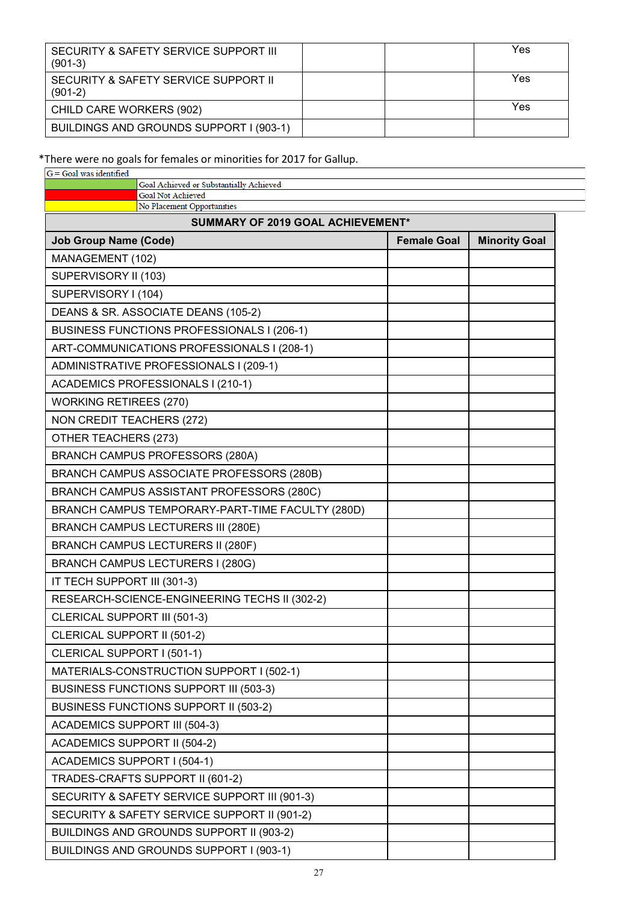| | | | |
|---|---|---|---|
| SECURITY & SAFETY SERVICE SUPPORT III (901-3) | | | Yes |
| SECURITY & SAFETY SERVICE SUPPORT II (901-2) | | | Yes |
| CHILD CARE WORKERS (902) | | | Yes |
| BUILDINGS AND GROUNDS SUPPORT I (903-1) | | | |

*There were no goals for females or minorities for 2017 for Gallup.

| G = Goal was identified | |
|---|---|
| (green) | Goal Achieved or Substantially Achieved |
| (red) | Goal Not Achieved |
| (yellow) | No Placement Opportunities |

| SUMMARY OF 2019 GOAL ACHIEVEMENT* | | |
|---|---|---|
| **Job Group Name (Code)** | **Female Goal** | **Minority Goal** |
| MANAGEMENT (102) | | |
| SUPERVISORY II (103) | | |
| SUPERVISORY I (104) | | |
| DEANS & SR. ASSOCIATE DEANS (105-2) | | |
| BUSINESS FUNCTIONS PROFESSIONALS I (206-1) | | |
| ART-COMMUNICATIONS PROFESSIONALS I (208-1) | | |
| ADMINISTRATIVE PROFESSIONALS I (209-1) | | |
| ACADEMICS PROFESSIONALS I (210-1) | | |
| WORKING RETIREES (270) | | |
| NON CREDIT TEACHERS (272) | | |
| OTHER TEACHERS (273) | | |
| BRANCH CAMPUS PROFESSORS (280A) | | |
| BRANCH CAMPUS ASSOCIATE PROFESSORS (280B) | | |
| BRANCH CAMPUS ASSISTANT PROFESSORS (280C) | | |
| BRANCH CAMPUS TEMPORARY-PART-TIME FACULTY (280D) | | |
| BRANCH CAMPUS LECTURERS III (280E) | | |
| BRANCH CAMPUS LECTURERS II (280F) | | |
| BRANCH CAMPUS LECTURERS I (280G) | | |
| IT TECH SUPPORT III (301-3) | | |
| RESEARCH-SCIENCE-ENGINEERING TECHS II (302-2) | | |
| CLERICAL SUPPORT III (501-3) | | |
| CLERICAL SUPPORT II (501-2) | | |
| CLERICAL SUPPORT I (501-1) | | |
| MATERIALS-CONSTRUCTION SUPPORT I (502-1) | | |
| BUSINESS FUNCTIONS SUPPORT III (503-3) | | |
| BUSINESS FUNCTIONS SUPPORT II (503-2) | | |
| ACADEMICS SUPPORT III (504-3) | | |
| ACADEMICS SUPPORT II (504-2) | | |
| ACADEMICS SUPPORT I (504-1) | | |
| TRADES-CRAFTS SUPPORT II (601-2) | | |
| SECURITY & SAFETY SERVICE SUPPORT III (901-3) | | |
| SECURITY & SAFETY SERVICE SUPPORT II (901-2) | | |
| BUILDINGS AND GROUNDS SUPPORT II (903-2) | | |
| BUILDINGS AND GROUNDS SUPPORT I (903-1) | | |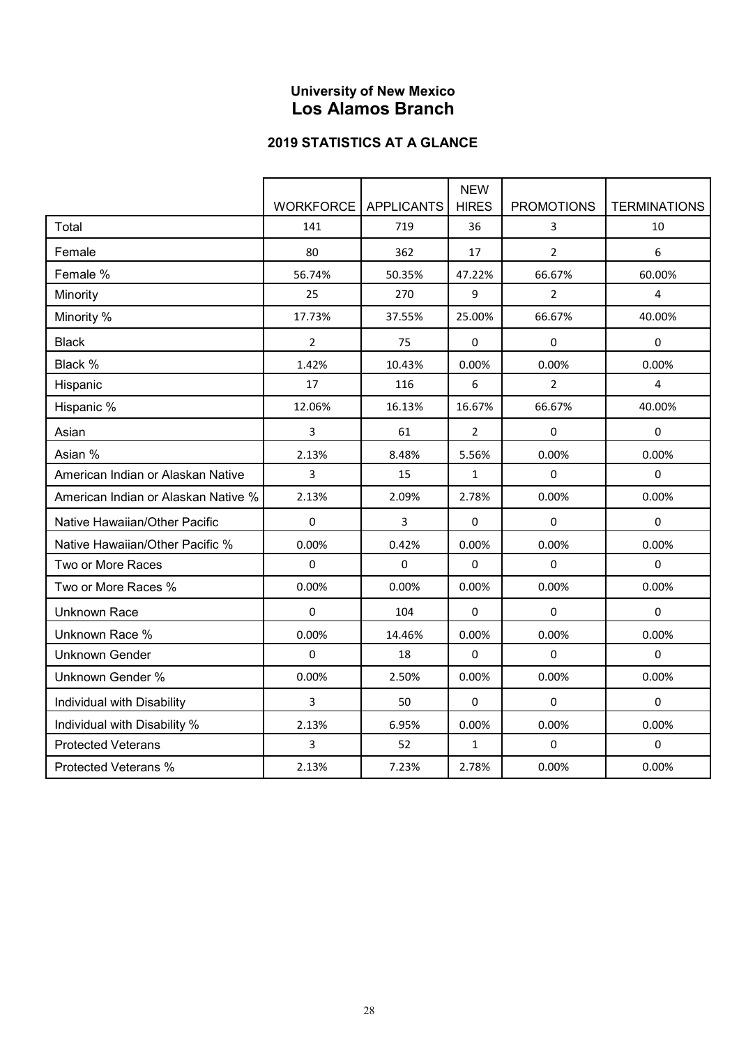## University of New Mexico
## Los Alamos Branch

### 2019 STATISTICS AT A GLANCE

| | WORKFORCE | APPLICANTS | NEW HIRES | PROMOTIONS | TERMINATIONS |
|---|---|---|---|---|---|
| Total | 141 | 719 | 36 | 3 | 10 |
| Female | 80 | 362 | 17 | 2 | 6 |
| Female % | 56.74% | 50.35% | 47.22% | 66.67% | 60.00% |
| Minority | 25 | 270 | 9 | 2 | 4 |
| Minority % | 17.73% | 37.55% | 25.00% | 66.67% | 40.00% |
| Black | 2 | 75 | 0 | 0 | 0 |
| Black % | 1.42% | 10.43% | 0.00% | 0.00% | 0.00% |
| Hispanic | 17 | 116 | 6 | 2 | 4 |
| Hispanic % | 12.06% | 16.13% | 16.67% | 66.67% | 40.00% |
| Asian | 3 | 61 | 2 | 0 | 0 |
| Asian % | 2.13% | 8.48% | 5.56% | 0.00% | 0.00% |
| American Indian or Alaskan Native | 3 | 15 | 1 | 0 | 0 |
| American Indian or Alaskan Native % | 2.13% | 2.09% | 2.78% | 0.00% | 0.00% |
| Native Hawaiian/Other Pacific | 0 | 3 | 0 | 0 | 0 |
| Native Hawaiian/Other Pacific % | 0.00% | 0.42% | 0.00% | 0.00% | 0.00% |
| Two or More Races | 0 | 0 | 0 | 0 | 0 |
| Two or More Races % | 0.00% | 0.00% | 0.00% | 0.00% | 0.00% |
| Unknown Race | 0 | 104 | 0 | 0 | 0 |
| Unknown Race % | 0.00% | 14.46% | 0.00% | 0.00% | 0.00% |
| Unknown Gender | 0 | 18 | 0 | 0 | 0 |
| Unknown Gender % | 0.00% | 2.50% | 0.00% | 0.00% | 0.00% |
| Individual with Disability | 3 | 50 | 0 | 0 | 0 |
| Individual with Disability % | 2.13% | 6.95% | 0.00% | 0.00% | 0.00% |
| Protected Veterans | 3 | 52 | 1 | 0 | 0 |
| Protected Veterans % | 2.13% | 7.23% | 2.78% | 0.00% | 0.00% |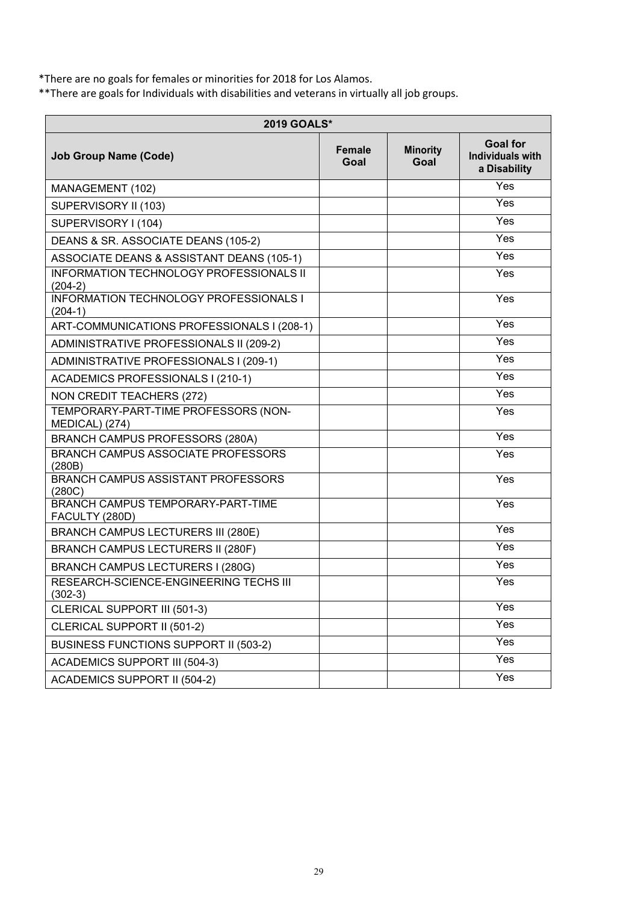*There are no goals for females or minorities for 2018 for Los Alamos.
**There are goals for Individuals with disabilities and veterans in virtually all job groups.

| 2019 GOALS* | | | |
|---|---|---|---|
| **Job Group Name (Code)** | **Female Goal** | **Minority Goal** | **Goal for Individuals with a Disability** |
| MANAGEMENT (102) | | | Yes |
| SUPERVISORY II (103) | | | Yes |
| SUPERVISORY I (104) | | | Yes |
| DEANS & SR. ASSOCIATE DEANS (105-2) | | | Yes |
| ASSOCIATE DEANS & ASSISTANT DEANS (105-1) | | | Yes |
| INFORMATION TECHNOLOGY PROFESSIONALS II (204-2) | | | Yes |
| INFORMATION TECHNOLOGY PROFESSIONALS I (204-1) | | | Yes |
| ART-COMMUNICATIONS PROFESSIONALS I (208-1) | | | Yes |
| ADMINISTRATIVE PROFESSIONALS II (209-2) | | | Yes |
| ADMINISTRATIVE PROFESSIONALS I (209-1) | | | Yes |
| ACADEMICS PROFESSIONALS I (210-1) | | | Yes |
| NON CREDIT TEACHERS (272) | | | Yes |
| TEMPORARY-PART-TIME PROFESSORS (NON-MEDICAL) (274) | | | Yes |
| BRANCH CAMPUS PROFESSORS (280A) | | | Yes |
| BRANCH CAMPUS ASSOCIATE PROFESSORS (280B) | | | Yes |
| BRANCH CAMPUS ASSISTANT PROFESSORS (280C) | | | Yes |
| BRANCH CAMPUS TEMPORARY-PART-TIME FACULTY (280D) | | | Yes |
| BRANCH CAMPUS LECTURERS III (280E) | | | Yes |
| BRANCH CAMPUS LECTURERS II (280F) | | | Yes |
| BRANCH CAMPUS LECTURERS I (280G) | | | Yes |
| RESEARCH-SCIENCE-ENGINEERING TECHS III (302-3) | | | Yes |
| CLERICAL SUPPORT III (501-3) | | | Yes |
| CLERICAL SUPPORT II (501-2) | | | Yes |
| BUSINESS FUNCTIONS SUPPORT II (503-2) | | | Yes |
| ACADEMICS SUPPORT III (504-3) | | | Yes |
| ACADEMICS SUPPORT II (504-2) | | | Yes |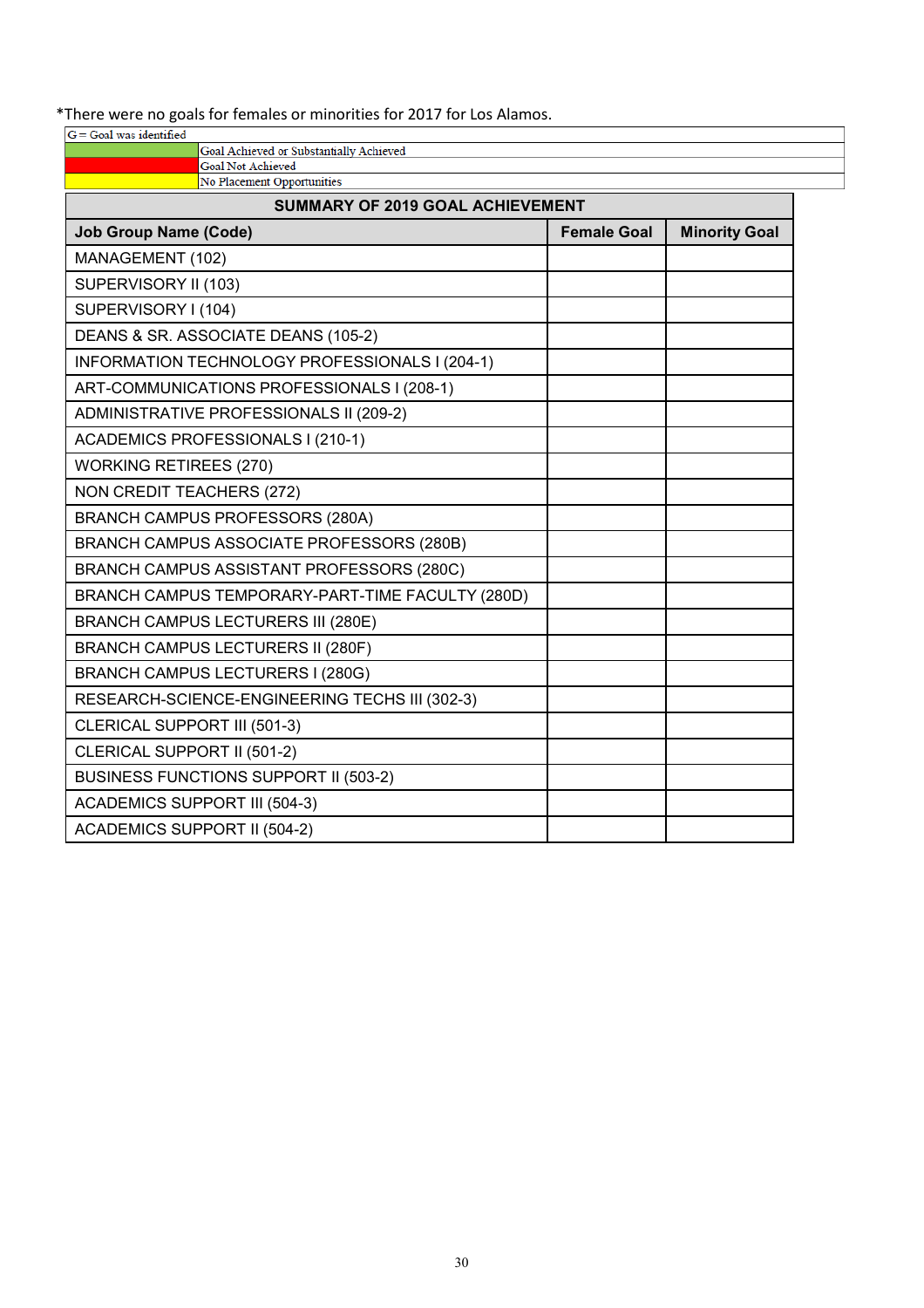*There were no goals for females or minorities for 2017 for Los Alamos.

| G = Goal was identified | |
|---|---|
| | Goal Achieved or Substantially Achieved |
| | Goal Not Achieved |
| | No Placement Opportunities |

**SUMMARY OF 2019 GOAL ACHIEVEMENT**

| Job Group Name (Code) | Female Goal | Minority Goal |
|---|---|---|
| MANAGEMENT (102) | | |
| SUPERVISORY II (103) | | |
| SUPERVISORY I (104) | | |
| DEANS & SR. ASSOCIATE DEANS (105-2) | | |
| INFORMATION TECHNOLOGY PROFESSIONALS I (204-1) | | |
| ART-COMMUNICATIONS PROFESSIONALS I (208-1) | | |
| ADMINISTRATIVE PROFESSIONALS II (209-2) | | |
| ACADEMICS PROFESSIONALS I (210-1) | | |
| WORKING RETIREES (270) | | |
| NON CREDIT TEACHERS (272) | | |
| BRANCH CAMPUS PROFESSORS (280A) | | |
| BRANCH CAMPUS ASSOCIATE PROFESSORS (280B) | | |
| BRANCH CAMPUS ASSISTANT PROFESSORS (280C) | | |
| BRANCH CAMPUS TEMPORARY-PART-TIME FACULTY (280D) | | |
| BRANCH CAMPUS LECTURERS III (280E) | | |
| BRANCH CAMPUS LECTURERS II (280F) | | |
| BRANCH CAMPUS LECTURERS I (280G) | | |
| RESEARCH-SCIENCE-ENGINEERING TECHS III (302-3) | | |
| CLERICAL SUPPORT III (501-3) | | |
| CLERICAL SUPPORT II (501-2) | | |
| BUSINESS FUNCTIONS SUPPORT II (503-2) | | |
| ACADEMICS SUPPORT III (504-3) | | |
| ACADEMICS SUPPORT II (504-2) | | |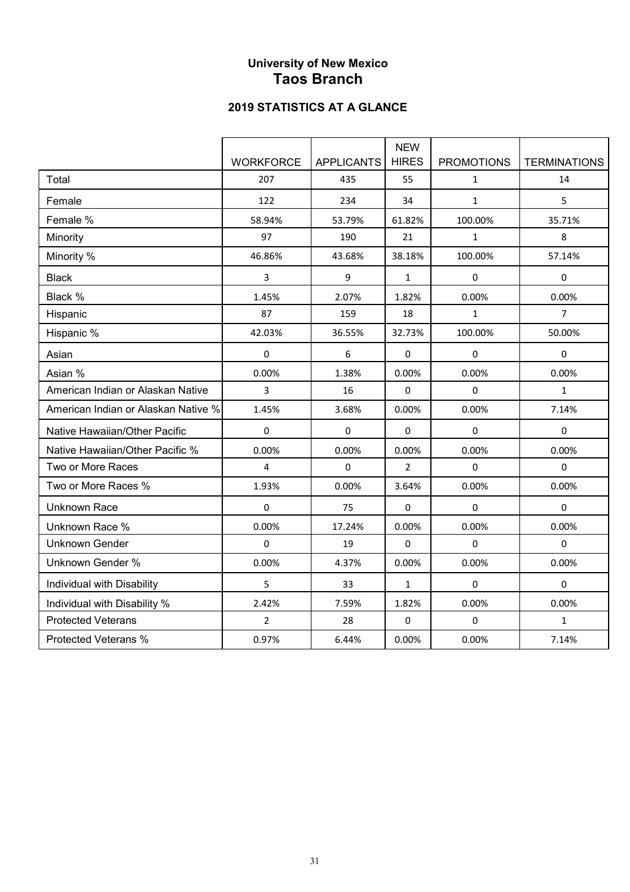# University of New Mexico
# Taos Branch

## 2019 STATISTICS AT A GLANCE

| | WORKFORCE | APPLICANTS | NEW HIRES | PROMOTIONS | TERMINATIONS |
|---|---|---|---|---|---|
| Total | 207 | 435 | 55 | 1 | 14 |
| Female | 122 | 234 | 34 | 1 | 5 |
| Female % | 58.94% | 53.79% | 61.82% | 100.00% | 35.71% |
| Minority | 97 | 190 | 21 | 1 | 8 |
| Minority % | 46.86% | 43.68% | 38.18% | 100.00% | 57.14% |
| Black | 3 | 9 | 1 | 0 | 0 |
| Black % | 1.45% | 2.07% | 1.82% | 0.00% | 0.00% |
| Hispanic | 87 | 159 | 18 | 1 | 7 |
| Hispanic % | 42.03% | 36.55% | 32.73% | 100.00% | 50.00% |
| Asian | 0 | 6 | 0 | 0 | 0 |
| Asian % | 0.00% | 1.38% | 0.00% | 0.00% | 0.00% |
| American Indian or Alaskan Native | 3 | 16 | 0 | 0 | 1 |
| American Indian or Alaskan Native % | 1.45% | 3.68% | 0.00% | 0.00% | 7.14% |
| Native Hawaiian/Other Pacific | 0 | 0 | 0 | 0 | 0 |
| Native Hawaiian/Other Pacific % | 0.00% | 0.00% | 0.00% | 0.00% | 0.00% |
| Two or More Races | 4 | 0 | 2 | 0 | 0 |
| Two or More Races % | 1.93% | 0.00% | 3.64% | 0.00% | 0.00% |
| Unknown Race | 0 | 75 | 0 | 0 | 0 |
| Unknown Race % | 0.00% | 17.24% | 0.00% | 0.00% | 0.00% |
| Unknown Gender | 0 | 19 | 0 | 0 | 0 |
| Unknown Gender % | 0.00% | 4.37% | 0.00% | 0.00% | 0.00% |
| Individual with Disability | 5 | 33 | 1 | 0 | 0 |
| Individual with Disability % | 2.42% | 7.59% | 1.82% | 0.00% | 0.00% |
| Protected Veterans | 2 | 28 | 0 | 0 | 1 |
| Protected Veterans % | 0.97% | 6.44% | 0.00% | 0.00% | 7.14% |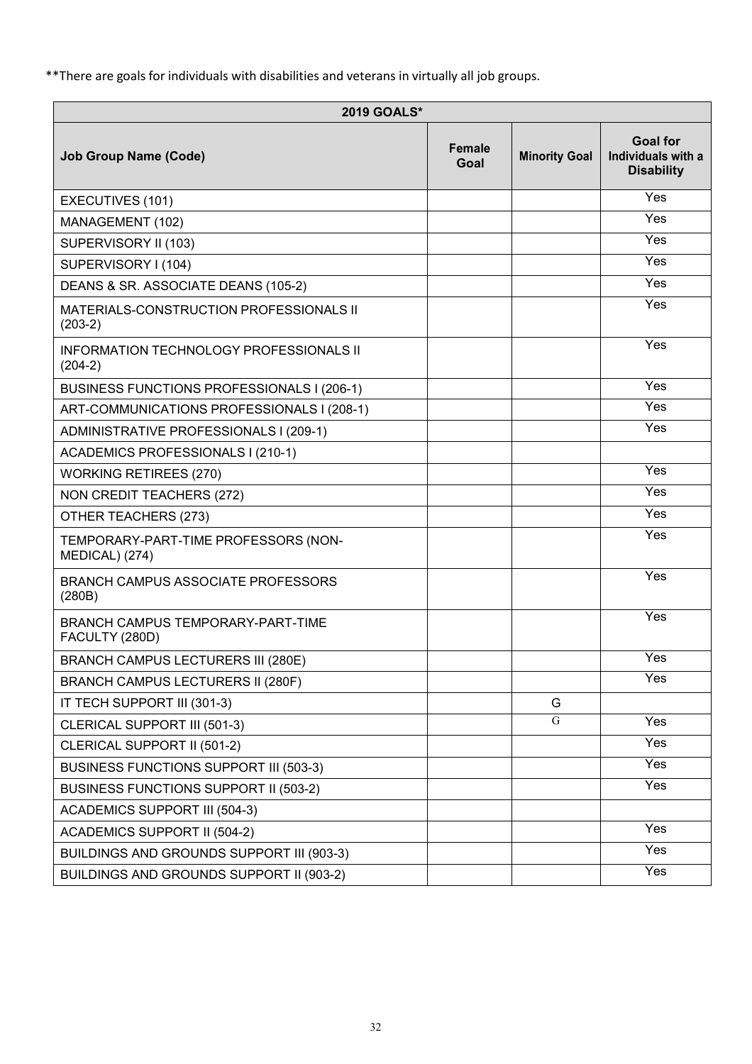**There are goals for individuals with disabilities and veterans in virtually all job groups.

| 2019 GOALS* | | | |
|---|---|---|---|
| **Job Group Name (Code)** | **Female Goal** | **Minority Goal** | **Goal for Individuals with a Disability** |
| EXECUTIVES (101) | | | Yes |
| MANAGEMENT (102) | | | Yes |
| SUPERVISORY II (103) | | | Yes |
| SUPERVISORY I (104) | | | Yes |
| DEANS & SR. ASSOCIATE DEANS (105-2) | | | Yes |
| MATERIALS-CONSTRUCTION PROFESSIONALS II (203-2) | | | Yes |
| INFORMATION TECHNOLOGY PROFESSIONALS II (204-2) | | | Yes |
| BUSINESS FUNCTIONS PROFESSIONALS I (206-1) | | | Yes |
| ART-COMMUNICATIONS PROFESSIONALS I (208-1) | | | Yes |
| ADMINISTRATIVE PROFESSIONALS I (209-1) | | | Yes |
| ACADEMICS PROFESSIONALS I (210-1) | | | |
| WORKING RETIREES (270) | | | Yes |
| NON CREDIT TEACHERS (272) | | | Yes |
| OTHER TEACHERS (273) | | | Yes |
| TEMPORARY-PART-TIME PROFESSORS (NON-MEDICAL) (274) | | | Yes |
| BRANCH CAMPUS ASSOCIATE PROFESSORS (280B) | | | Yes |
| BRANCH CAMPUS TEMPORARY-PART-TIME FACULTY (280D) | | | Yes |
| BRANCH CAMPUS LECTURERS III (280E) | | | Yes |
| BRANCH CAMPUS LECTURERS II (280F) | | | Yes |
| IT TECH SUPPORT III (301-3) | | G | |
| CLERICAL SUPPORT III (501-3) | | G | Yes |
| CLERICAL SUPPORT II (501-2) | | | Yes |
| BUSINESS FUNCTIONS SUPPORT III (503-3) | | | Yes |
| BUSINESS FUNCTIONS SUPPORT II (503-2) | | | Yes |
| ACADEMICS SUPPORT III (504-3) | | | |
| ACADEMICS SUPPORT II (504-2) | | | Yes |
| BUILDINGS AND GROUNDS SUPPORT III (903-3) | | | Yes |
| BUILDINGS AND GROUNDS SUPPORT II (903-2) | | | Yes |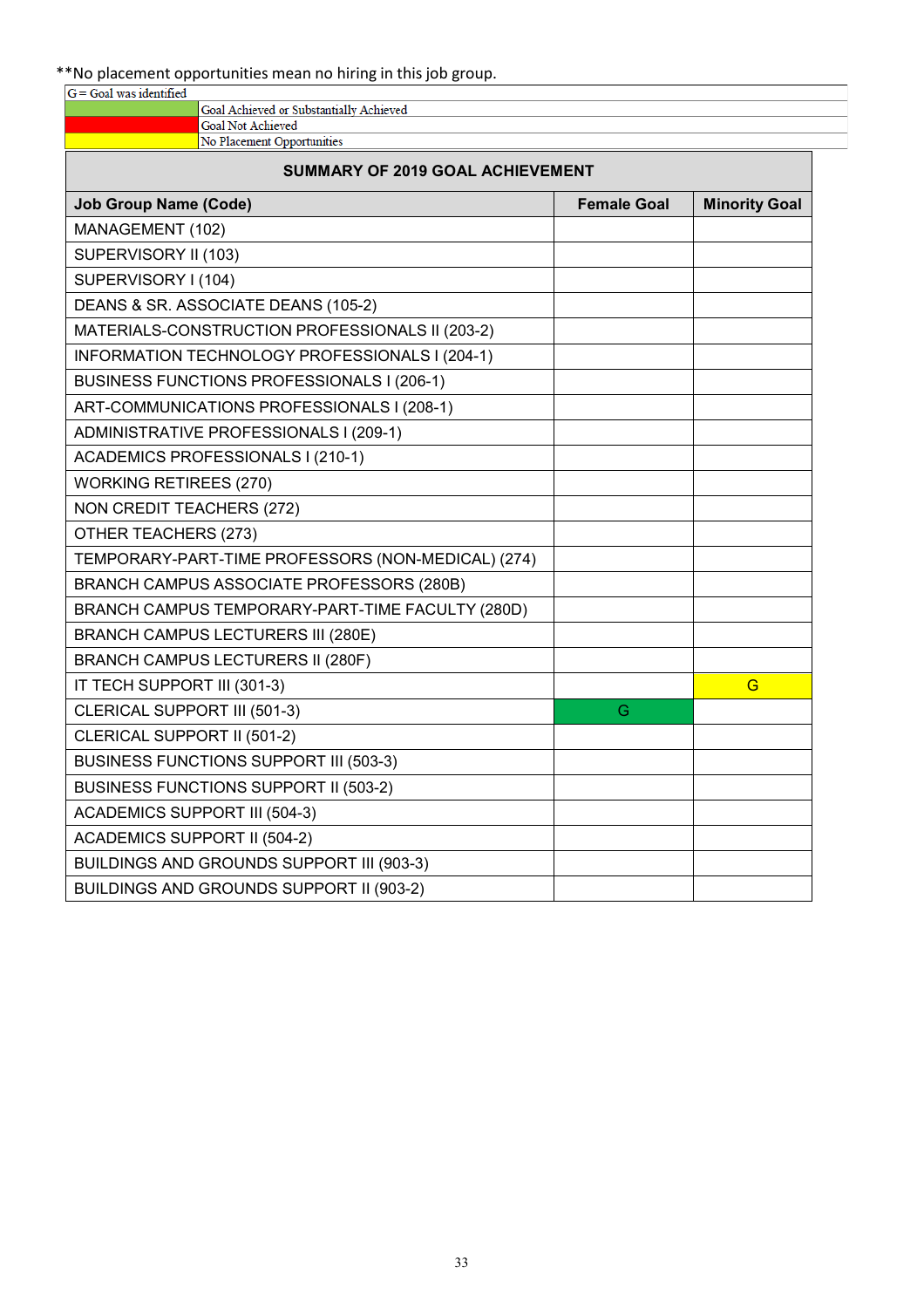**No placement opportunities mean no hiring in this job group.

| G = Goal was identified | |
|---|---|
| (green) | Goal Achieved or Substantially Achieved |
| (red) | Goal Not Achieved |
| (yellow) | No Placement Opportunities |

**SUMMARY OF 2019 GOAL ACHIEVEMENT**

| Job Group Name (Code) | Female Goal | Minority Goal |
|---|---|---|
| MANAGEMENT (102) | | |
| SUPERVISORY II (103) | | |
| SUPERVISORY I (104) | | |
| DEANS & SR. ASSOCIATE DEANS (105-2) | | |
| MATERIALS-CONSTRUCTION PROFESSIONALS II (203-2) | | |
| INFORMATION TECHNOLOGY PROFESSIONALS I (204-1) | | |
| BUSINESS FUNCTIONS PROFESSIONALS I (206-1) | | |
| ART-COMMUNICATIONS PROFESSIONALS I (208-1) | | |
| ADMINISTRATIVE PROFESSIONALS I (209-1) | | |
| ACADEMICS PROFESSIONALS I (210-1) | | |
| WORKING RETIREES (270) | | |
| NON CREDIT TEACHERS (272) | | |
| OTHER TEACHERS (273) | | |
| TEMPORARY-PART-TIME PROFESSORS (NON-MEDICAL) (274) | | |
| BRANCH CAMPUS ASSOCIATE PROFESSORS (280B) | | |
| BRANCH CAMPUS TEMPORARY-PART-TIME FACULTY (280D) | | |
| BRANCH CAMPUS LECTURERS III (280E) | | |
| BRANCH CAMPUS LECTURERS II (280F) | | |
| IT TECH SUPPORT III (301-3) | | G (No Placement Opportunities) |
| CLERICAL SUPPORT III (501-3) | G (Goal Achieved or Substantially Achieved) | |
| CLERICAL SUPPORT II (501-2) | | |
| BUSINESS FUNCTIONS SUPPORT III (503-3) | | |
| BUSINESS FUNCTIONS SUPPORT II (503-2) | | |
| ACADEMICS SUPPORT III (504-3) | | |
| ACADEMICS SUPPORT II (504-2) | | |
| BUILDINGS AND GROUNDS SUPPORT III (903-3) | | |
| BUILDINGS AND GROUNDS SUPPORT II (903-2) | | |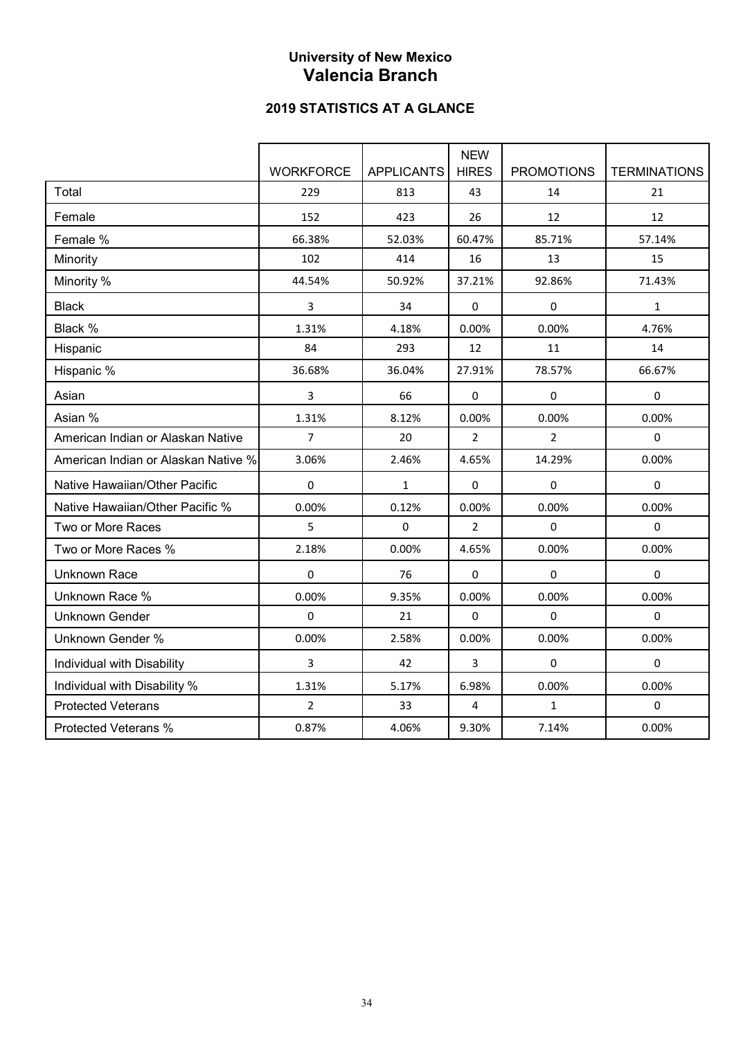# University of New Mexico
## Valencia Branch

### 2019 STATISTICS AT A GLANCE

| | WORKFORCE | APPLICANTS | NEW HIRES | PROMOTIONS | TERMINATIONS |
|---|---|---|---|---|---|
| Total | 229 | 813 | 43 | 14 | 21 |
| Female | 152 | 423 | 26 | 12 | 12 |
| Female % | 66.38% | 52.03% | 60.47% | 85.71% | 57.14% |
| Minority | 102 | 414 | 16 | 13 | 15 |
| Minority % | 44.54% | 50.92% | 37.21% | 92.86% | 71.43% |
| Black | 3 | 34 | 0 | 0 | 1 |
| Black % | 1.31% | 4.18% | 0.00% | 0.00% | 4.76% |
| Hispanic | 84 | 293 | 12 | 11 | 14 |
| Hispanic % | 36.68% | 36.04% | 27.91% | 78.57% | 66.67% |
| Asian | 3 | 66 | 0 | 0 | 0 |
| Asian % | 1.31% | 8.12% | 0.00% | 0.00% | 0.00% |
| American Indian or Alaskan Native | 7 | 20 | 2 | 2 | 0 |
| American Indian or Alaskan Native % | 3.06% | 2.46% | 4.65% | 14.29% | 0.00% |
| Native Hawaiian/Other Pacific | 0 | 1 | 0 | 0 | 0 |
| Native Hawaiian/Other Pacific % | 0.00% | 0.12% | 0.00% | 0.00% | 0.00% |
| Two or More Races | 5 | 0 | 2 | 0 | 0 |
| Two or More Races % | 2.18% | 0.00% | 4.65% | 0.00% | 0.00% |
| Unknown Race | 0 | 76 | 0 | 0 | 0 |
| Unknown Race % | 0.00% | 9.35% | 0.00% | 0.00% | 0.00% |
| Unknown Gender | 0 | 21 | 0 | 0 | 0 |
| Unknown Gender % | 0.00% | 2.58% | 0.00% | 0.00% | 0.00% |
| Individual with Disability | 3 | 42 | 3 | 0 | 0 |
| Individual with Disability % | 1.31% | 5.17% | 6.98% | 0.00% | 0.00% |
| Protected Veterans | 2 | 33 | 4 | 1 | 0 |
| Protected Veterans % | 0.87% | 4.06% | 9.30% | 7.14% | 0.00% |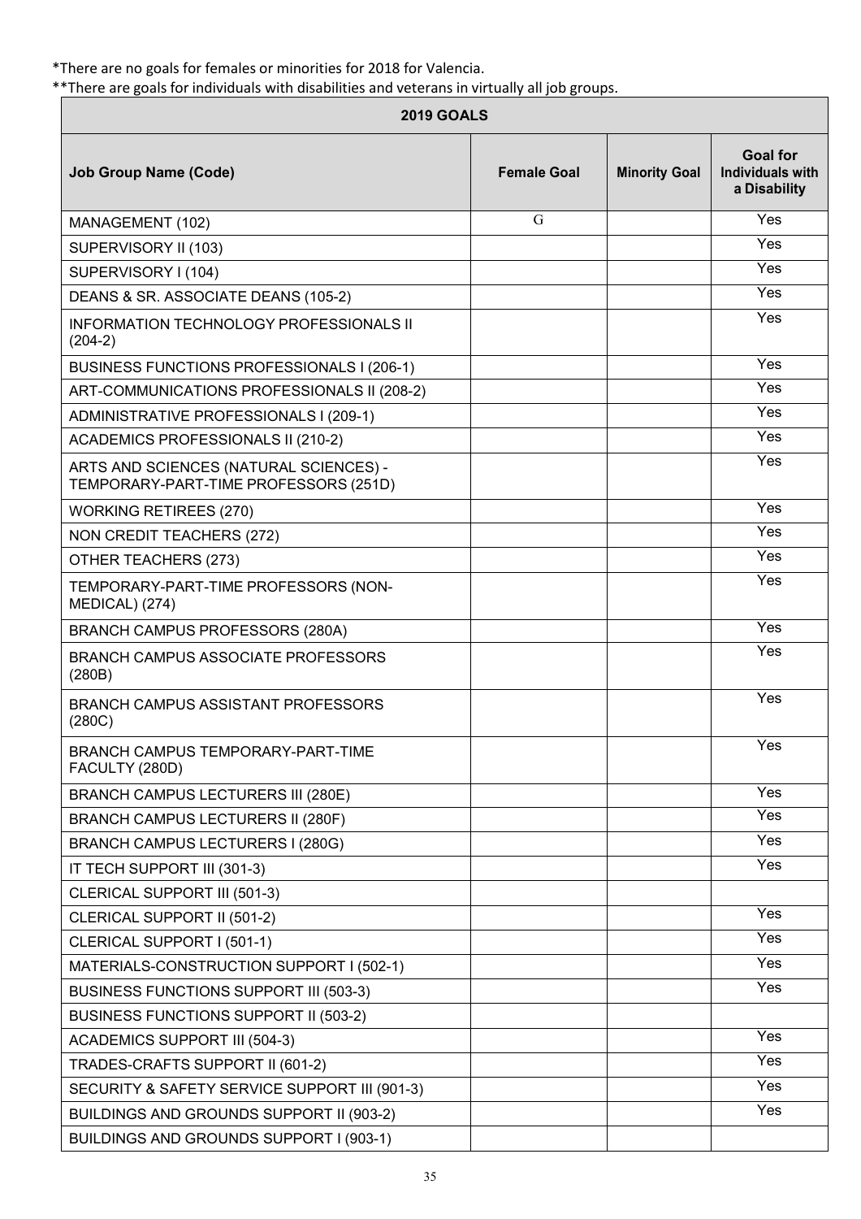*There are no goals for females or minorities for 2018 for Valencia.
**There are goals for individuals with disabilities and veterans in virtually all job groups.

| 2019 GOALS | | | |
|---|---|---|---|
| **Job Group Name (Code)** | **Female Goal** | **Minority Goal** | **Goal for Individuals with a Disability** |
| MANAGEMENT (102) | G | | Yes |
| SUPERVISORY II (103) | | | Yes |
| SUPERVISORY I (104) | | | Yes |
| DEANS & SR. ASSOCIATE DEANS (105-2) | | | Yes |
| INFORMATION TECHNOLOGY PROFESSIONALS II (204-2) | | | Yes |
| BUSINESS FUNCTIONS PROFESSIONALS I (206-1) | | | Yes |
| ART-COMMUNICATIONS PROFESSIONALS II (208-2) | | | Yes |
| ADMINISTRATIVE PROFESSIONALS I (209-1) | | | Yes |
| ACADEMICS PROFESSIONALS II (210-2) | | | Yes |
| ARTS AND SCIENCES (NATURAL SCIENCES) - TEMPORARY-PART-TIME PROFESSORS (251D) | | | Yes |
| WORKING RETIREES (270) | | | Yes |
| NON CREDIT TEACHERS (272) | | | Yes |
| OTHER TEACHERS (273) | | | Yes |
| TEMPORARY-PART-TIME PROFESSORS (NON-MEDICAL) (274) | | | Yes |
| BRANCH CAMPUS PROFESSORS (280A) | | | Yes |
| BRANCH CAMPUS ASSOCIATE PROFESSORS (280B) | | | Yes |
| BRANCH CAMPUS ASSISTANT PROFESSORS (280C) | | | Yes |
| BRANCH CAMPUS TEMPORARY-PART-TIME FACULTY (280D) | | | Yes |
| BRANCH CAMPUS LECTURERS III (280E) | | | Yes |
| BRANCH CAMPUS LECTURERS II (280F) | | | Yes |
| BRANCH CAMPUS LECTURERS I (280G) | | | Yes |
| IT TECH SUPPORT III (301-3) | | | Yes |
| CLERICAL SUPPORT III (501-3) | | | |
| CLERICAL SUPPORT II (501-2) | | | Yes |
| CLERICAL SUPPORT I (501-1) | | | Yes |
| MATERIALS-CONSTRUCTION SUPPORT I (502-1) | | | Yes |
| BUSINESS FUNCTIONS SUPPORT III (503-3) | | | Yes |
| BUSINESS FUNCTIONS SUPPORT II (503-2) | | | |
| ACADEMICS SUPPORT III (504-3) | | | Yes |
| TRADES-CRAFTS SUPPORT II (601-2) | | | Yes |
| SECURITY & SAFETY SERVICE SUPPORT III (901-3) | | | Yes |
| BUILDINGS AND GROUNDS SUPPORT II (903-2) | | | Yes |
| BUILDINGS AND GROUNDS SUPPORT I (903-1) | | | |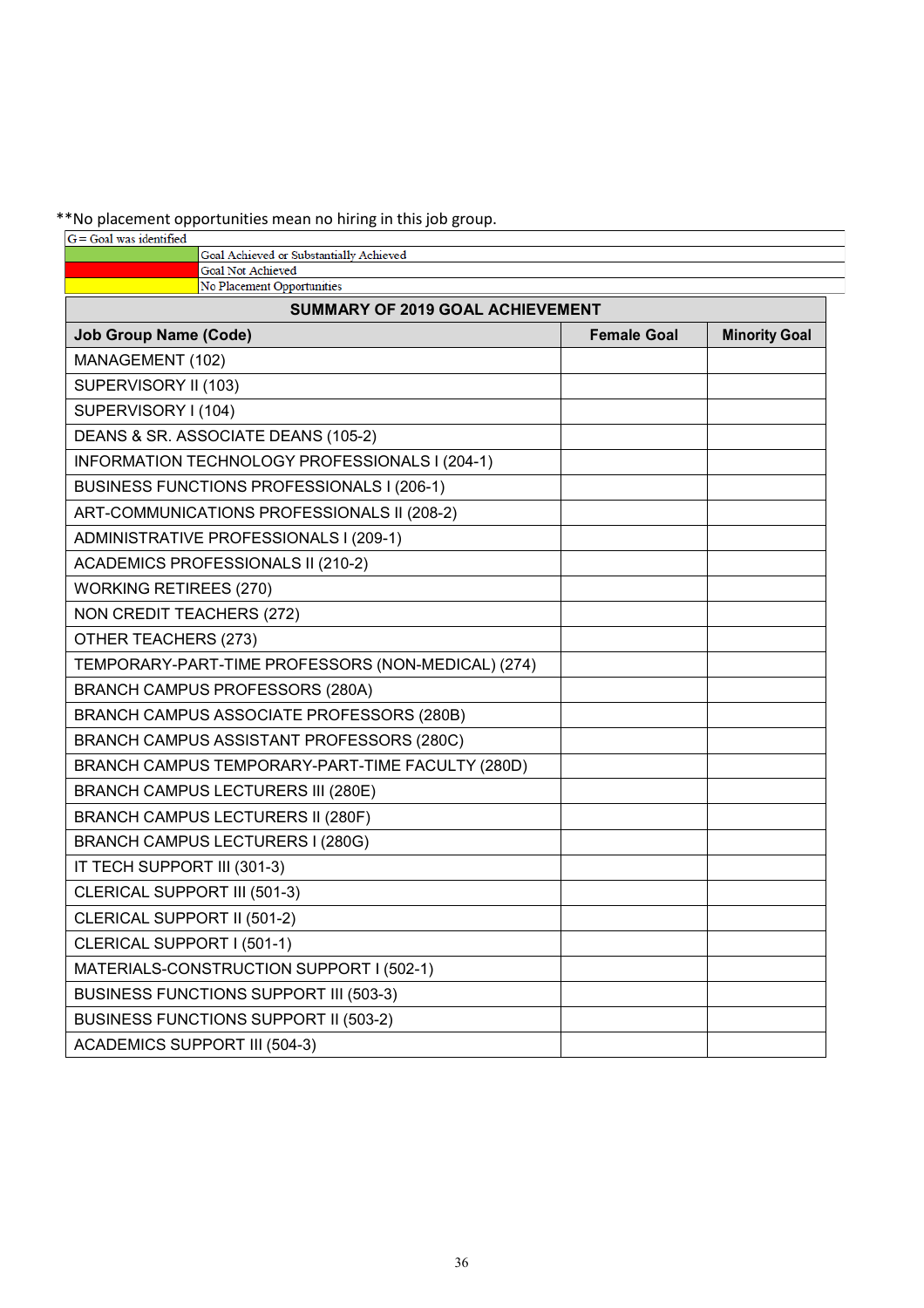**No placement opportunities mean no hiring in this job group.

| G = Goal was identified | |
|---|---|
| (green) | Goal Achieved or Substantially Achieved |
| (red) | Goal Not Achieved |
| (yellow) | No Placement Opportunities |

| SUMMARY OF 2019 GOAL ACHIEVEMENT | | |
|---|---|---|
| **Job Group Name (Code)** | **Female Goal** | **Minority Goal** |
| MANAGEMENT (102) | | |
| SUPERVISORY II (103) | | |
| SUPERVISORY I (104) | | |
| DEANS & SR. ASSOCIATE DEANS (105-2) | | |
| INFORMATION TECHNOLOGY PROFESSIONALS I (204-1) | | |
| BUSINESS FUNCTIONS PROFESSIONALS I (206-1) | | |
| ART-COMMUNICATIONS PROFESSIONALS II (208-2) | | |
| ADMINISTRATIVE PROFESSIONALS I (209-1) | | |
| ACADEMICS PROFESSIONALS II (210-2) | | |
| WORKING RETIREES (270) | | |
| NON CREDIT TEACHERS (272) | | |
| OTHER TEACHERS (273) | | |
| TEMPORARY-PART-TIME PROFESSORS (NON-MEDICAL) (274) | | |
| BRANCH CAMPUS PROFESSORS (280A) | | |
| BRANCH CAMPUS ASSOCIATE PROFESSORS (280B) | | |
| BRANCH CAMPUS ASSISTANT PROFESSORS (280C) | | |
| BRANCH CAMPUS TEMPORARY-PART-TIME FACULTY (280D) | | |
| BRANCH CAMPUS LECTURERS III (280E) | | |
| BRANCH CAMPUS LECTURERS II (280F) | | |
| BRANCH CAMPUS LECTURERS I (280G) | | |
| IT TECH SUPPORT III (301-3) | | |
| CLERICAL SUPPORT III (501-3) | | |
| CLERICAL SUPPORT II (501-2) | | |
| CLERICAL SUPPORT I (501-1) | | |
| MATERIALS-CONSTRUCTION SUPPORT I (502-1) | | |
| BUSINESS FUNCTIONS SUPPORT III (503-3) | | |
| BUSINESS FUNCTIONS SUPPORT II (503-2) | | |
| ACADEMICS SUPPORT III (504-3) | | |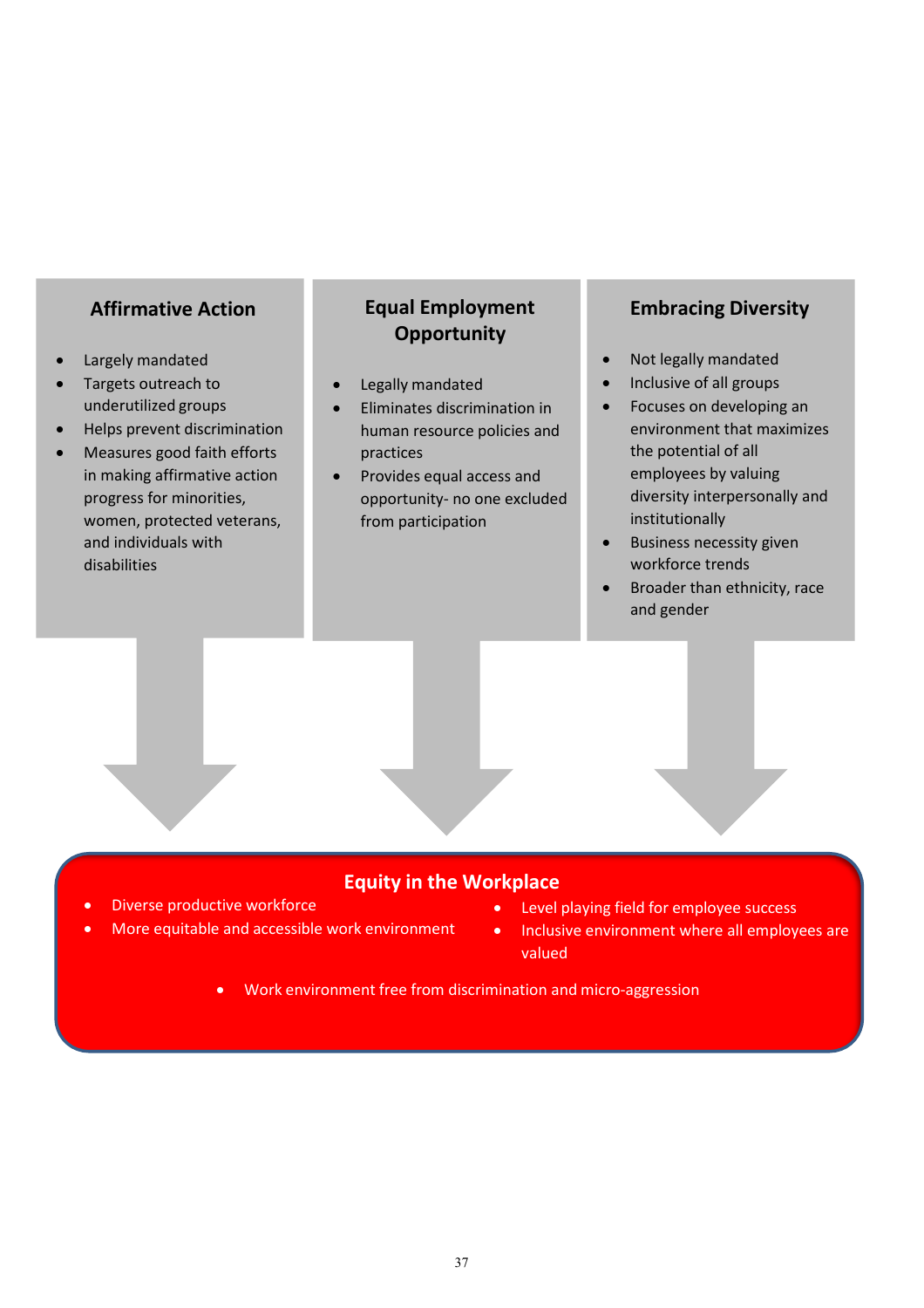### Affirmative Action

- Largely mandated
- Targets outreach to underutilized groups
- Helps prevent discrimination
- Measures good faith efforts in making affirmative action progress for minorities, women, protected veterans, and individuals with disabilities

### Equal Employment Opportunity

- Legally mandated
- Eliminates discrimination in human resource policies and practices
- Provides equal access and opportunity- no one excluded from participation

### Embracing Diversity

- Not legally mandated
- Inclusive of all groups
- Focuses on developing an environment that maximizes the potential of all employees by valuing diversity interpersonally and institutionally
- Business necessity given workforce trends
- Broader than ethnicity, race and gender

### Equity in the Workplace

- Diverse productive workforce
- More equitable and accessible work environment
- Level playing field for employee success
- Inclusive environment where all employees are valued
- Work environment free from discrimination and micro-aggression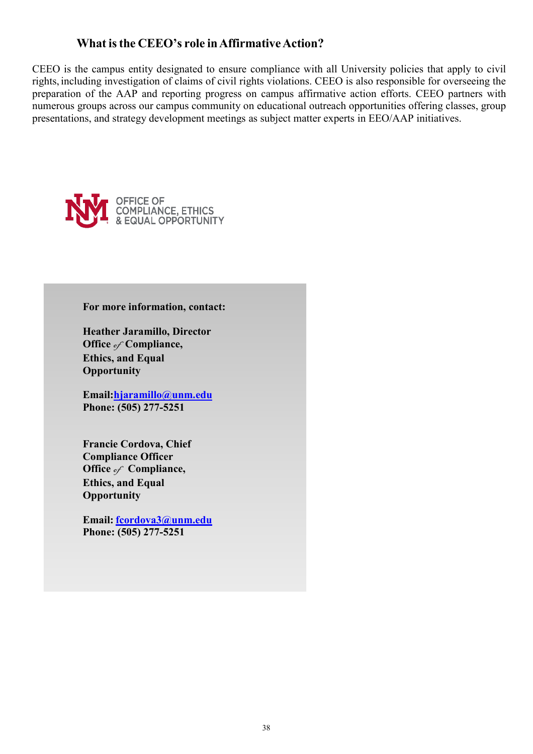### What is the CEEO's role in Affirmative Action?

CEEO is the campus entity designated to ensure compliance with all University policies that apply to civil rights, including investigation of claims of civil rights violations. CEEO is also responsible for overseeing the preparation of the AAP and reporting progress on campus affirmative action efforts. CEEO partners with numerous groups across our campus community on educational outreach opportunities offering classes, group presentations, and strategy development meetings as subject matter experts in EEO/AAP initiatives.

OFFICE OF
COMPLIANCE, ETHICS
& EQUAL OPPORTUNITY

**For more information, contact:**

**Heather Jaramillo, Director**
**Office of Compliance,**
**Ethics, and Equal**
**Opportunity**

**Email:hjaramillo@unm.edu**
**Phone: (505) 277-5251**

**Francie Cordova, Chief**
**Compliance Officer**
**Office of Compliance,**
**Ethics, and Equal**
**Opportunity**

**Email: fcordova3@unm.edu**
**Phone: (505) 277-5251**